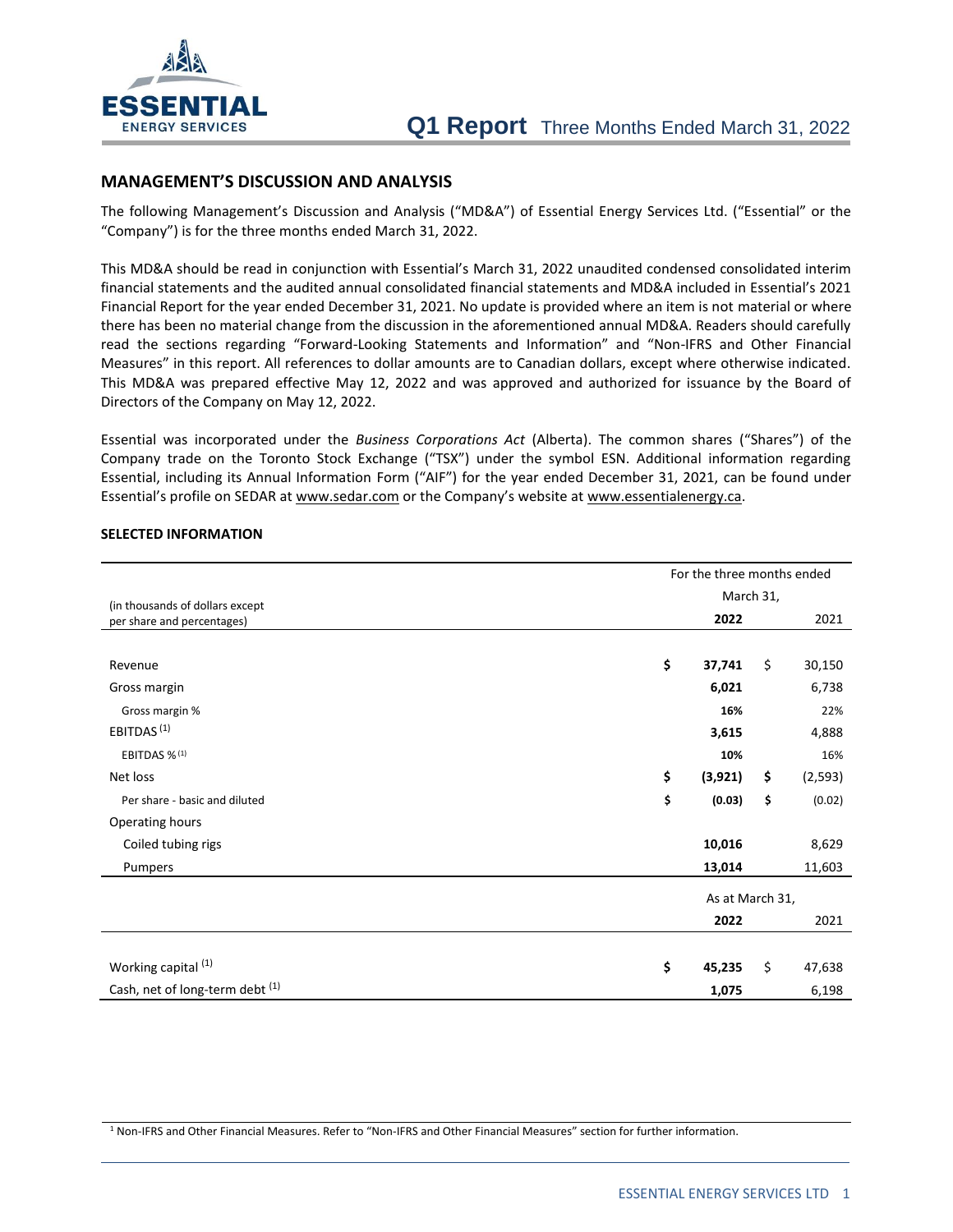# MANAGEMENT'S DISCUSSION AND ANALYSIS

The following Management's Discussion and Analysis ("MD&A") of Essential Energy Services Ltd. ("Essential" or the "Company") is for the three months ended March 31, 2022.

This MD&A should be read in conjunction with Essential's March 31, 2022 unaudited condensed consolidated interim financial statements and the audited annual consolidated financial statements and MD&A included in Essential's 2021 Financial Report for the year ended December 31, 2021. No update is provided where an item is not material or where there has been no material change from the discussion in the aforementioned annual MD&A. Readers should carefully read the sections regarding "Forward-Looking Statements and Information" and "Non-IFRS and Other Financial Measures" in this report. All references to dollar amounts are to Canadian dollars, except where otherwise indicated. This MD&A was prepared effective May 12, 2022 and was approved and authorized for issuance by the Board of Directors of the Company on May 12, 2022.

Essential was incorporated under the *Business Corporations Act* (Alberta). The common shares ("Shares") of the Company trade on the Toronto Stock Exchange ("TSX") under the symbol ESN. Additional information regarding Essential, including its Annual Information Form ("AIF") for the year ended December 31, 2021, can be found under Essential's profile on SEDAR at www.sedar.com or the Company's website at www.essentialenergy.ca.

## SELECTED INFORMATION

| (in thousands of dollars except per share and percentages) | For the three months ended March 31, 2022 | 2021 |
|---|---|---|
| Revenue | $ **37,741** | $ 30,150 |
| Gross margin | **6,021** | 6,738 |
| Gross margin % | **16%** | 22% |
| EBITDAS [1] | **3,615** | 4,888 |
| EBITDAS % [1] | **10%** | 16% |
| Net loss | $ **(3,921)** | $ (2,593) |
| Per share - basic and diluted | $ **(0.03)** | $ (0.02) |
| Operating hours | | |
| Coiled tubing rigs | **10,016** | 8,629 |
| Pumpers | **13,014** | 11,603 |
| | **As at March 31, 2022** | **2021** |
| Working capital [1] | $ **45,235** | $ 47,638 |
| Cash, net of long-term debt [1] | **1,075** | 6,198 |

[1] Non-IFRS and Other Financial Measures. Refer to "Non-IFRS and Other Financial Measures" section for further information.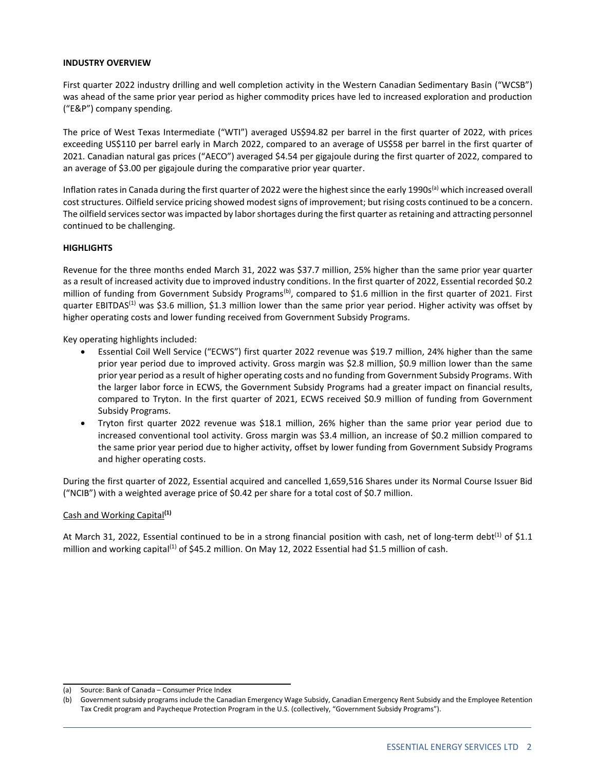**INDUSTRY OVERVIEW**

First quarter 2022 industry drilling and well completion activity in the Western Canadian Sedimentary Basin ("WCSB") was ahead of the same prior year period as higher commodity prices have led to increased exploration and production ("E&P") company spending.

The price of West Texas Intermediate ("WTI") averaged US$94.82 per barrel in the first quarter of 2022, with prices exceeding US$110 per barrel early in March 2022, compared to an average of US$58 per barrel in the first quarter of 2021. Canadian natural gas prices ("AECO") averaged $4.54 per gigajoule during the first quarter of 2022, compared to an average of $3.00 per gigajoule during the comparative prior year quarter.

Inflation rates in Canada during the first quarter of 2022 were the highest since the early 1990s[a] which increased overall cost structures. Oilfield service pricing showed modest signs of improvement; but rising costs continued to be a concern. The oilfield services sector was impacted by labor shortages during the first quarter as retaining and attracting personnel continued to be challenging.

**HIGHLIGHTS**

Revenue for the three months ended March 31, 2022 was $37.7 million, 25% higher than the same prior year quarter as a result of increased activity due to improved industry conditions. In the first quarter of 2022, Essential recorded $0.2 million of funding from Government Subsidy Programs[b], compared to $1.6 million in the first quarter of 2021. First quarter EBITDAS[1] was $3.6 million, $1.3 million lower than the same prior year period. Higher activity was offset by higher operating costs and lower funding received from Government Subsidy Programs.

Key operating highlights included:

- Essential Coil Well Service ("ECWS") first quarter 2022 revenue was $19.7 million, 24% higher than the same prior year period due to improved activity. Gross margin was $2.8 million, $0.9 million lower than the same prior year period as a result of higher operating costs and no funding from Government Subsidy Programs. With the larger labor force in ECWS, the Government Subsidy Programs had a greater impact on financial results, compared to Tryton. In the first quarter of 2021, ECWS received $0.9 million of funding from Government Subsidy Programs.
- Tryton first quarter 2022 revenue was $18.1 million, 26% higher than the same prior year period due to increased conventional tool activity. Gross margin was $3.4 million, an increase of $0.2 million compared to the same prior year period due to higher activity, offset by lower funding from Government Subsidy Programs and higher operating costs.

During the first quarter of 2022, Essential acquired and cancelled 1,659,516 Shares under its Normal Course Issuer Bid ("NCIB") with a weighted average price of $0.42 per share for a total cost of $0.7 million.

Cash and Working Capital[1]

At March 31, 2022, Essential continued to be in a strong financial position with cash, net of long-term debt[1] of $1.1 million and working capital[1] of $45.2 million. On May 12, 2022 Essential had $1.5 million of cash.

(a) Source: Bank of Canada – Consumer Price Index

(b) Government subsidy programs include the Canadian Emergency Wage Subsidy, Canadian Emergency Rent Subsidy and the Employee Retention Tax Credit program and Paycheque Protection Program in the U.S. (collectively, "Government Subsidy Programs").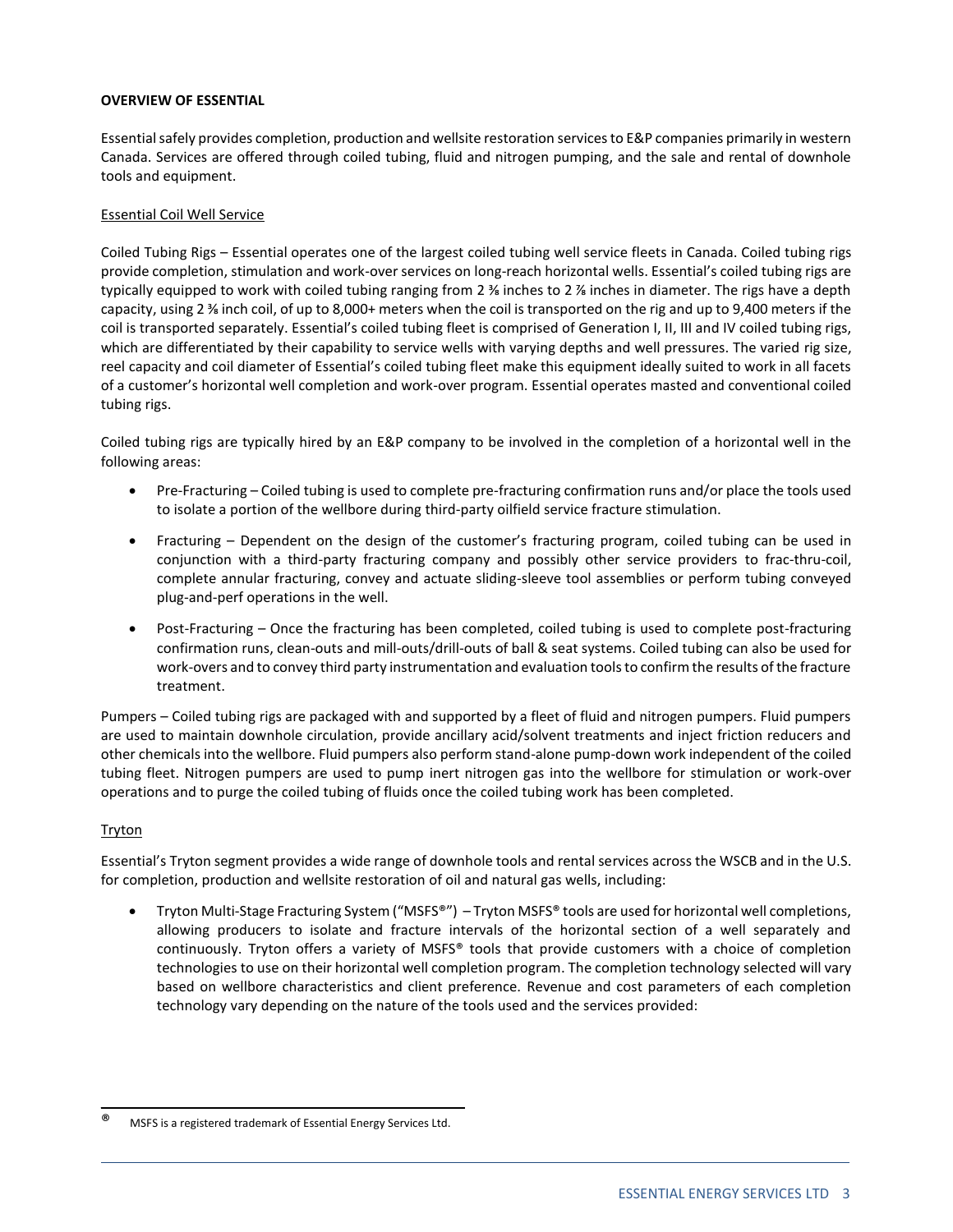**OVERVIEW OF ESSENTIAL**

Essential safely provides completion, production and wellsite restoration services to E&P companies primarily in western Canada. Services are offered through coiled tubing, fluid and nitrogen pumping, and the sale and rental of downhole tools and equipment.

Essential Coil Well Service

Coiled Tubing Rigs – Essential operates one of the largest coiled tubing well service fleets in Canada. Coiled tubing rigs provide completion, stimulation and work-over services on long-reach horizontal wells. Essential's coiled tubing rigs are typically equipped to work with coiled tubing ranging from 2 ⅜ inches to 2 ⅞ inches in diameter. The rigs have a depth capacity, using 2 ⅜ inch coil, of up to 8,000+ meters when the coil is transported on the rig and up to 9,400 meters if the coil is transported separately. Essential's coiled tubing fleet is comprised of Generation I, II, III and IV coiled tubing rigs, which are differentiated by their capability to service wells with varying depths and well pressures. The varied rig size, reel capacity and coil diameter of Essential's coiled tubing fleet make this equipment ideally suited to work in all facets of a customer's horizontal well completion and work-over program. Essential operates masted and conventional coiled tubing rigs.

Coiled tubing rigs are typically hired by an E&P company to be involved in the completion of a horizontal well in the following areas:

- Pre-Fracturing – Coiled tubing is used to complete pre-fracturing confirmation runs and/or place the tools used to isolate a portion of the wellbore during third-party oilfield service fracture stimulation.
- Fracturing – Dependent on the design of the customer's fracturing program, coiled tubing can be used in conjunction with a third-party fracturing company and possibly other service providers to frac-thru-coil, complete annular fracturing, convey and actuate sliding-sleeve tool assemblies or perform tubing conveyed plug-and-perf operations in the well.
- Post-Fracturing – Once the fracturing has been completed, coiled tubing is used to complete post-fracturing confirmation runs, clean-outs and mill-outs/drill-outs of ball & seat systems. Coiled tubing can also be used for work-overs and to convey third party instrumentation and evaluation tools to confirm the results of the fracture treatment.

Pumpers – Coiled tubing rigs are packaged with and supported by a fleet of fluid and nitrogen pumpers. Fluid pumpers are used to maintain downhole circulation, provide ancillary acid/solvent treatments and inject friction reducers and other chemicals into the wellbore. Fluid pumpers also perform stand-alone pump-down work independent of the coiled tubing fleet. Nitrogen pumpers are used to pump inert nitrogen gas into the wellbore for stimulation or work-over operations and to purge the coiled tubing of fluids once the coiled tubing work has been completed.

Tryton

Essential's Tryton segment provides a wide range of downhole tools and rental services across the WSCB and in the U.S. for completion, production and wellsite restoration of oil and natural gas wells, including:

- Tryton Multi-Stage Fracturing System ("MSFS®") – Tryton MSFS® tools are used for horizontal well completions, allowing producers to isolate and fracture intervals of the horizontal section of a well separately and continuously. Tryton offers a variety of MSFS® tools that provide customers with a choice of completion technologies to use on their horizontal well completion program. The completion technology selected will vary based on wellbore characteristics and client preference. Revenue and cost parameters of each completion technology vary depending on the nature of the tools used and the services provided:

® MSFS is a registered trademark of Essential Energy Services Ltd.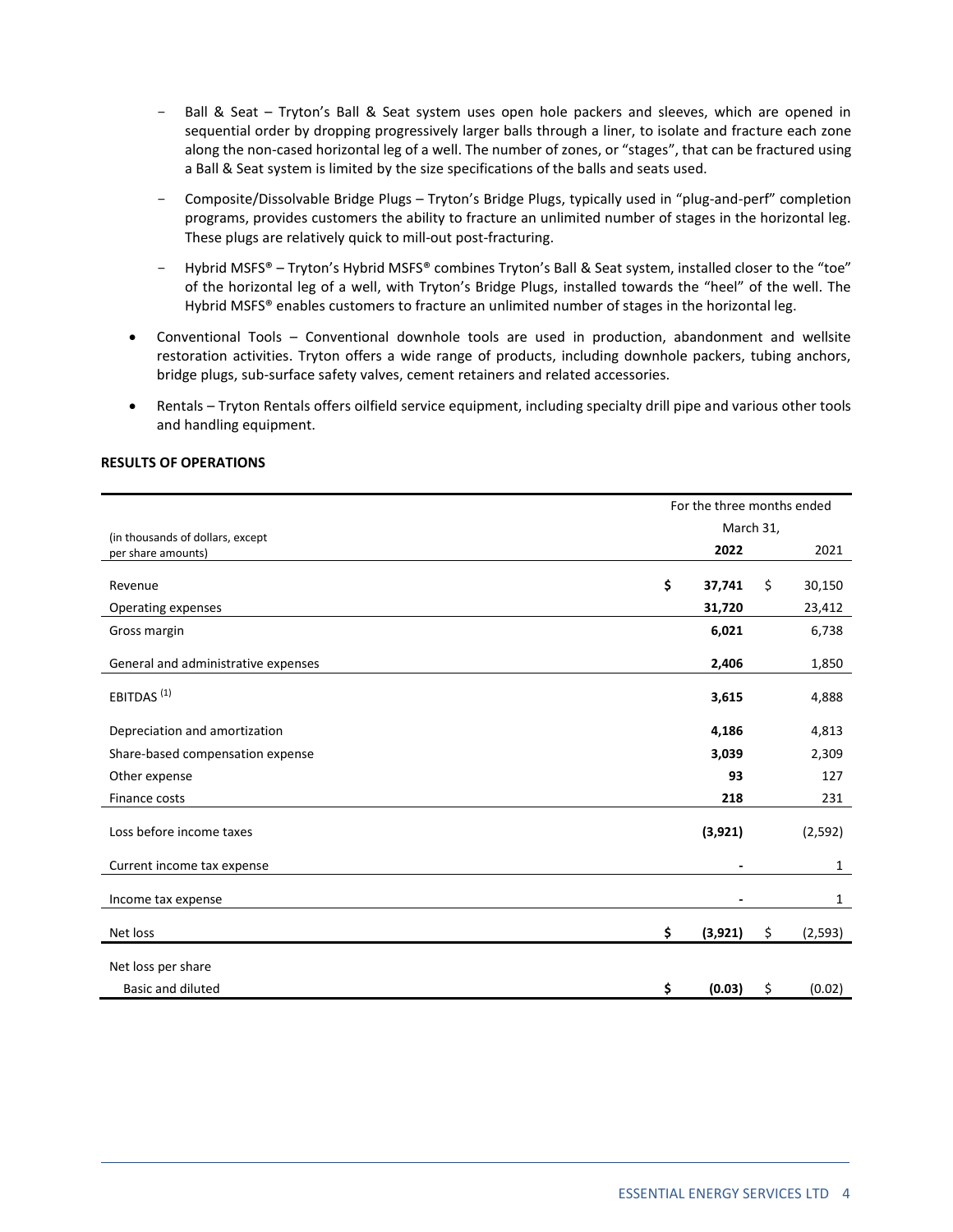- Ball & Seat – Tryton's Ball & Seat system uses open hole packers and sleeves, which are opened in sequential order by dropping progressively larger balls through a liner, to isolate and fracture each zone along the non-cased horizontal leg of a well. The number of zones, or "stages", that can be fractured using a Ball & Seat system is limited by the size specifications of the balls and seats used.
- Composite/Dissolvable Bridge Plugs – Tryton's Bridge Plugs, typically used in "plug-and-perf" completion programs, provides customers the ability to fracture an unlimited number of stages in the horizontal leg. These plugs are relatively quick to mill-out post-fracturing.
- Hybrid MSFS® – Tryton's Hybrid MSFS® combines Tryton's Ball & Seat system, installed closer to the "toe" of the horizontal leg of a well, with Tryton's Bridge Plugs, installed towards the "heel" of the well. The Hybrid MSFS® enables customers to fracture an unlimited number of stages in the horizontal leg.

- Conventional Tools – Conventional downhole tools are used in production, abandonment and wellsite restoration activities. Tryton offers a wide range of products, including downhole packers, tubing anchors, bridge plugs, sub-surface safety valves, cement retainers and related accessories.
- Rentals – Tryton Rentals offers oilfield service equipment, including specialty drill pipe and various other tools and handling equipment.

## RESULTS OF OPERATIONS

| (in thousands of dollars, except per share amounts) | For the three months ended March 31, **2022** | 2021 |
|---|---|---|
| Revenue | **$ 37,741** | $ 30,150 |
| Operating expenses | **31,720** | 23,412 |
| Gross margin | **6,021** | 6,738 |
| General and administrative expenses | **2,406** | 1,850 |
| EBITDAS [(1)] | **3,615** | 4,888 |
| Depreciation and amortization | **4,186** | 4,813 |
| Share-based compensation expense | **3,039** | 2,309 |
| Other expense | **93** | 127 |
| Finance costs | **218** | 231 |
| Loss before income taxes | **(3,921)** | (2,592) |
| Current income tax expense | **-** | 1 |
| Income tax expense | **-** | 1 |
| Net loss | **$ (3,921)** | $ (2,593) |
| Net loss per share | | |
| Basic and diluted | **$ (0.03)** | $ (0.02) |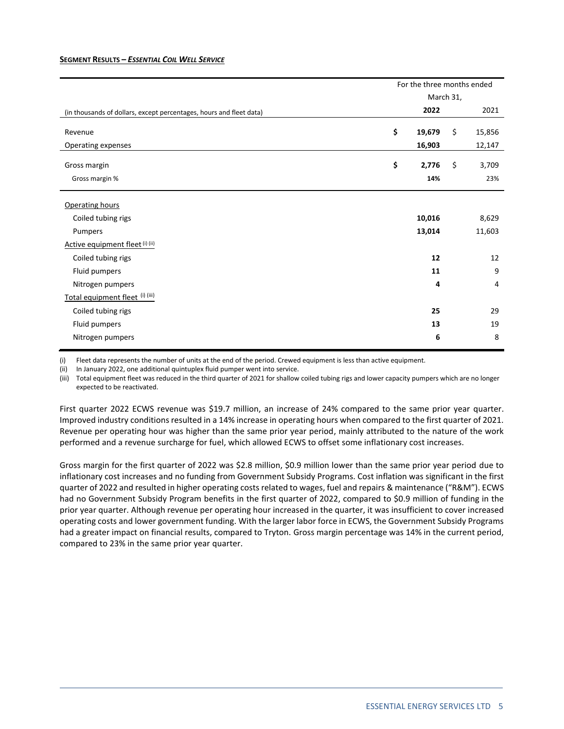**SEGMENT RESULTS – *ESSENTIAL COIL WELL SERVICE***

| (in thousands of dollars, except percentages, hours and fleet data) | For the three months ended March 31, 2022 | 2021 |
|---|---|---|
| Revenue | **$ 19,679** | $ 15,856 |
| Operating expenses | **16,903** | 12,147 |
| Gross margin | **$ 2,776** | $ 3,709 |
| Gross margin % | **14%** | 23% |
| Operating hours | | |
| Coiled tubing rigs | **10,016** | 8,629 |
| Pumpers | **13,014** | 11,603 |
| Active equipment fleet (i) (ii) | | |
| Coiled tubing rigs | **12** | 12 |
| Fluid pumpers | **11** | 9 |
| Nitrogen pumpers | **4** | 4 |
| Total equipment fleet (i) (iii) | | |
| Coiled tubing rigs | **25** | 29 |
| Fluid pumpers | **13** | 19 |
| Nitrogen pumpers | **6** | 8 |

(i) Fleet data represents the number of units at the end of the period. Crewed equipment is less than active equipment.
(ii) In January 2022, one additional quintuplex fluid pumper went into service.
(iii) Total equipment fleet was reduced in the third quarter of 2021 for shallow coiled tubing rigs and lower capacity pumpers which are no longer expected to be reactivated.

First quarter 2022 ECWS revenue was $19.7 million, an increase of 24% compared to the same prior year quarter. Improved industry conditions resulted in a 14% increase in operating hours when compared to the first quarter of 2021. Revenue per operating hour was higher than the same prior year period, mainly attributed to the nature of the work performed and a revenue surcharge for fuel, which allowed ECWS to offset some inflationary cost increases.

Gross margin for the first quarter of 2022 was $2.8 million, $0.9 million lower than the same prior year period due to inflationary cost increases and no funding from Government Subsidy Programs. Cost inflation was significant in the first quarter of 2022 and resulted in higher operating costs related to wages, fuel and repairs & maintenance ("R&M"). ECWS had no Government Subsidy Program benefits in the first quarter of 2022, compared to $0.9 million of funding in the prior year quarter. Although revenue per operating hour increased in the quarter, it was insufficient to cover increased operating costs and lower government funding. With the larger labor force in ECWS, the Government Subsidy Programs had a greater impact on financial results, compared to Tryton. Gross margin percentage was 14% in the current period, compared to 23% in the same prior year quarter.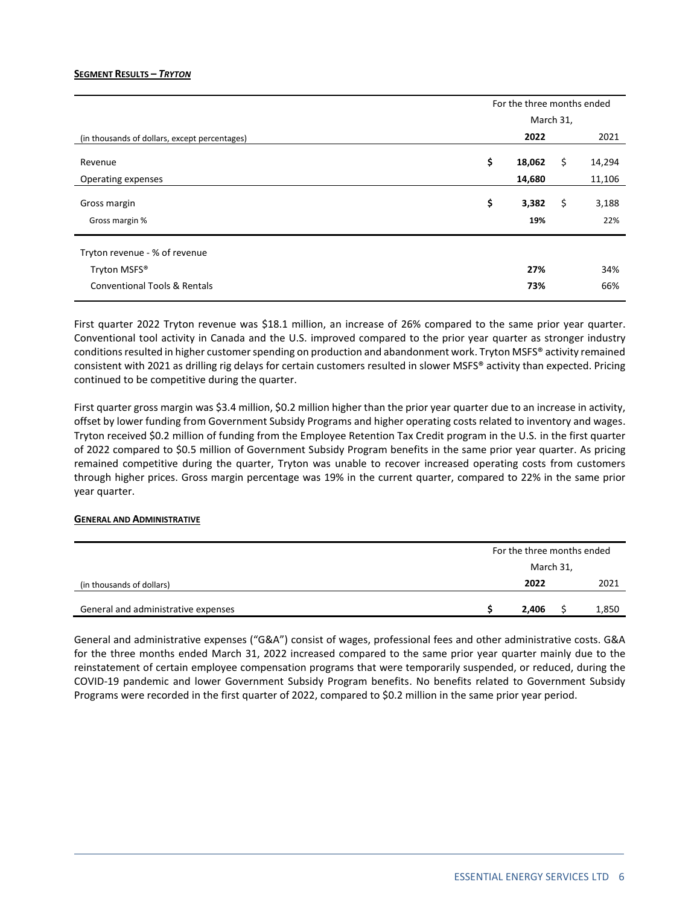**SEGMENT RESULTS – *TRYTON***

| (in thousands of dollars, except percentages) | For the three months ended March 31, 2022 | 2021 |
|---|---|---|
| Revenue | **$ 18,062** | $ 14,294 |
| Operating expenses | **14,680** | 11,106 |
| Gross margin | **$ 3,382** | $ 3,188 |
| Gross margin % | **19%** | 22% |
| Tryton revenue - % of revenue | | |
| Tryton MSFS® | **27%** | 34% |
| Conventional Tools & Rentals | **73%** | 66% |

First quarter 2022 Tryton revenue was $18.1 million, an increase of 26% compared to the same prior year quarter. Conventional tool activity in Canada and the U.S. improved compared to the prior year quarter as stronger industry conditions resulted in higher customer spending on production and abandonment work. Tryton MSFS® activity remained consistent with 2021 as drilling rig delays for certain customers resulted in slower MSFS® activity than expected. Pricing continued to be competitive during the quarter.

First quarter gross margin was $3.4 million, $0.2 million higher than the prior year quarter due to an increase in activity, offset by lower funding from Government Subsidy Programs and higher operating costs related to inventory and wages. Tryton received $0.2 million of funding from the Employee Retention Tax Credit program in the U.S. in the first quarter of 2022 compared to $0.5 million of Government Subsidy Program benefits in the same prior year quarter. As pricing remained competitive during the quarter, Tryton was unable to recover increased operating costs from customers through higher prices. Gross margin percentage was 19% in the current quarter, compared to 22% in the same prior year quarter.

**GENERAL AND ADMINISTRATIVE**

| (in thousands of dollars) | For the three months ended March 31, 2022 | 2021 |
|---|---|---|
| General and administrative expenses | **$ 2,406** | $ 1,850 |

General and administrative expenses ("G&A") consist of wages, professional fees and other administrative costs. G&A for the three months ended March 31, 2022 increased compared to the same prior year quarter mainly due to the reinstatement of certain employee compensation programs that were temporarily suspended, or reduced, during the COVID-19 pandemic and lower Government Subsidy Program benefits. No benefits related to Government Subsidy Programs were recorded in the first quarter of 2022, compared to $0.2 million in the same prior year period.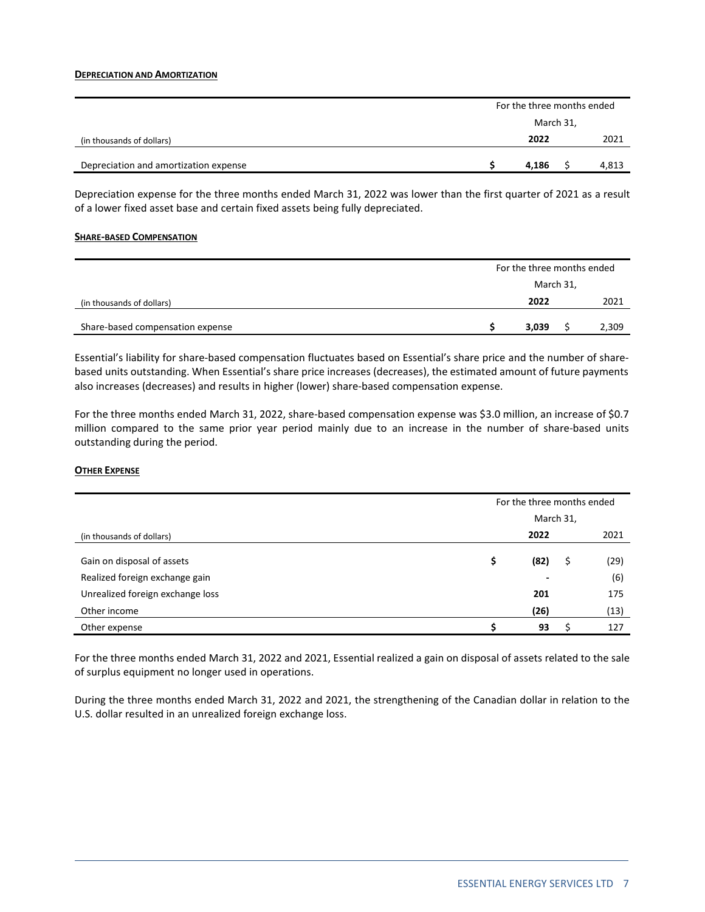**DEPRECIATION AND AMORTIZATION**

| (in thousands of dollars) | For the three months ended March 31, 2022 | 2021 |
|---|---|---|
| Depreciation and amortization expense | **$ 4,186** | $ 4,813 |

Depreciation expense for the three months ended March 31, 2022 was lower than the first quarter of 2021 as a result of a lower fixed asset base and certain fixed assets being fully depreciated.

**SHARE-BASED COMPENSATION**

| (in thousands of dollars) | For the three months ended March 31, 2022 | 2021 |
|---|---|---|
| Share-based compensation expense | **$ 3,039** | $ 2,309 |

Essential's liability for share-based compensation fluctuates based on Essential's share price and the number of share-based units outstanding. When Essential's share price increases (decreases), the estimated amount of future payments also increases (decreases) and results in higher (lower) share-based compensation expense.

For the three months ended March 31, 2022, share-based compensation expense was $3.0 million, an increase of $0.7 million compared to the same prior year period mainly due to an increase in the number of share-based units outstanding during the period.

**OTHER EXPENSE**

| (in thousands of dollars) | For the three months ended March 31, 2022 | 2021 |
|---|---|---|
| Gain on disposal of assets | **$ (82)** | $ (29) |
| Realized foreign exchange gain | **-** | (6) |
| Unrealized foreign exchange loss | **201** | 175 |
| Other income | **(26)** | (13) |
| Other expense | **$ 93** | $ 127 |

For the three months ended March 31, 2022 and 2021, Essential realized a gain on disposal of assets related to the sale of surplus equipment no longer used in operations.

During the three months ended March 31, 2022 and 2021, the strengthening of the Canadian dollar in relation to the U.S. dollar resulted in an unrealized foreign exchange loss.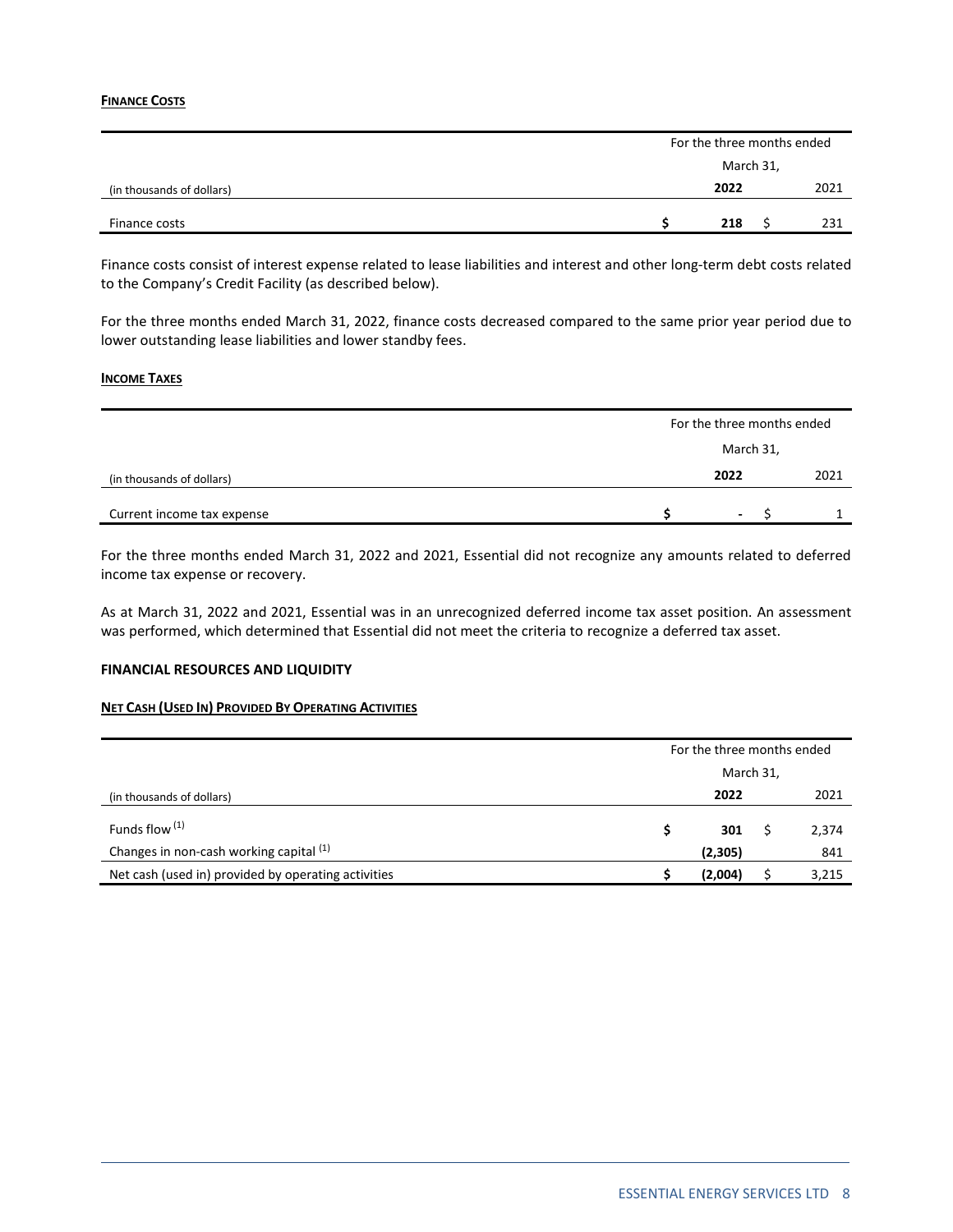**FINANCE COSTS**

| | For the three months ended March 31, | |
|---|---|---|
| (in thousands of dollars) | **2022** | 2021 |
| Finance costs | **$ 218** | $ 231 |

Finance costs consist of interest expense related to lease liabilities and interest and other long-term debt costs related to the Company's Credit Facility (as described below).

For the three months ended March 31, 2022, finance costs decreased compared to the same prior year period due to lower outstanding lease liabilities and lower standby fees.

**INCOME TAXES**

| | For the three months ended March 31, | |
|---|---|---|
| (in thousands of dollars) | **2022** | 2021 |
| Current income tax expense | **$ -** | $ 1 |

For the three months ended March 31, 2022 and 2021, Essential did not recognize any amounts related to deferred income tax expense or recovery.

As at March 31, 2022 and 2021, Essential was in an unrecognized deferred income tax asset position. An assessment was performed, which determined that Essential did not meet the criteria to recognize a deferred tax asset.

## FINANCIAL RESOURCES AND LIQUIDITY

**NET CASH (USED IN) PROVIDED BY OPERATING ACTIVITIES**

| | For the three months ended March 31, | |
|---|---|---|
| (in thousands of dollars) | **2022** | 2021 |
| Funds flow [(1)] | **$ 301** | $ 2,374 |
| Changes in non-cash working capital [(1)] | **(2,305)** | 841 |
| Net cash (used in) provided by operating activities | **$ (2,004)** | $ 3,215 |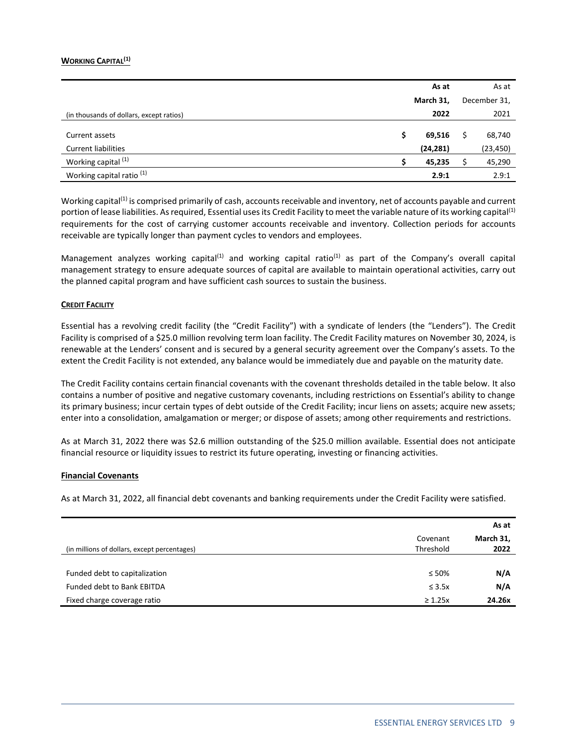## WORKING CAPITAL[(1)]

| (in thousands of dollars, except ratios) | As at March 31, 2022 | As at December 31, 2021 |
|---|---|---|
| Current assets | $ 69,516 | $ 68,740 |
| Current liabilities | (24,281) | (23,450) |
| Working capital [(1)] | $ 45,235 | $ 45,290 |
| Working capital ratio [(1)] | 2.9:1 | 2.9:1 |

Working capital[(1)] is comprised primarily of cash, accounts receivable and inventory, net of accounts payable and current portion of lease liabilities. As required, Essential uses its Credit Facility to meet the variable nature of its working capital[(1)] requirements for the cost of carrying customer accounts receivable and inventory. Collection periods for accounts receivable are typically longer than payment cycles to vendors and employees.

Management analyzes working capital[(1)] and working capital ratio[(1)] as part of the Company's overall capital management strategy to ensure adequate sources of capital are available to maintain operational activities, carry out the planned capital program and have sufficient cash sources to sustain the business.

## CREDIT FACILITY

Essential has a revolving credit facility (the "Credit Facility") with a syndicate of lenders (the "Lenders"). The Credit Facility is comprised of a $25.0 million revolving term loan facility. The Credit Facility matures on November 30, 2024, is renewable at the Lenders' consent and is secured by a general security agreement over the Company's assets. To the extent the Credit Facility is not extended, any balance would be immediately due and payable on the maturity date.

The Credit Facility contains certain financial covenants with the covenant thresholds detailed in the table below. It also contains a number of positive and negative customary covenants, including restrictions on Essential's ability to change its primary business; incur certain types of debt outside of the Credit Facility; incur liens on assets; acquire new assets; enter into a consolidation, amalgamation or merger; or dispose of assets; among other requirements and restrictions.

As at March 31, 2022 there was $2.6 million outstanding of the $25.0 million available. Essential does not anticipate financial resource or liquidity issues to restrict its future operating, investing or financing activities.

### Financial Covenants

As at March 31, 2022, all financial debt covenants and banking requirements under the Credit Facility were satisfied.

| (in millions of dollars, except percentages) | Covenant Threshold | As at March 31, 2022 |
|---|---|---|
| Funded debt to capitalization | ≤ 50% | N/A |
| Funded debt to Bank EBITDA | ≤ 3.5x | N/A |
| Fixed charge coverage ratio | ≥ 1.25x | 24.26x |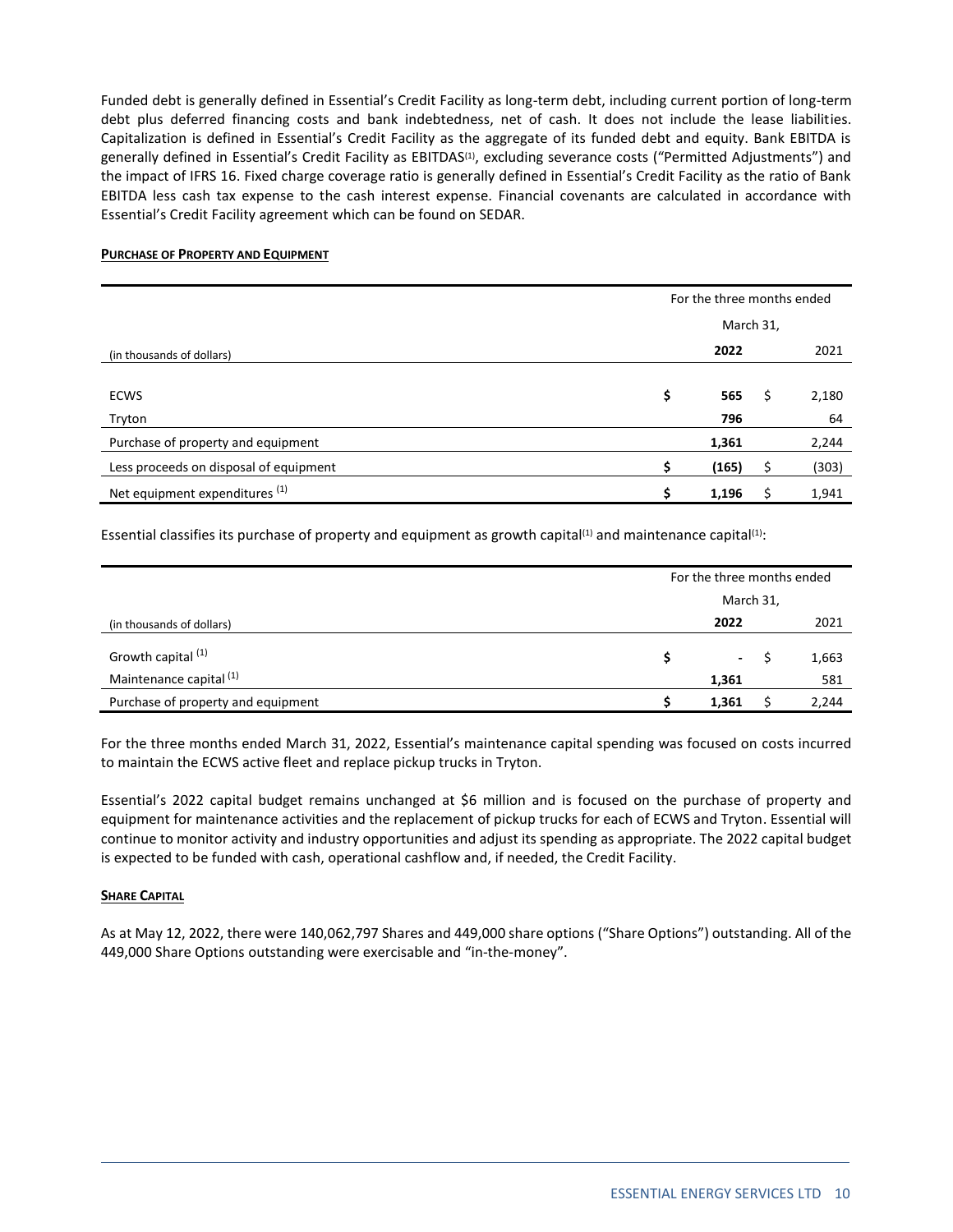Funded debt is generally defined in Essential's Credit Facility as long-term debt, including current portion of long-term debt plus deferred financing costs and bank indebtedness, net of cash. It does not include the lease liabilities. Capitalization is defined in Essential's Credit Facility as the aggregate of its funded debt and equity. Bank EBITDA is generally defined in Essential's Credit Facility as EBITDAS(1), excluding severance costs ("Permitted Adjustments") and the impact of IFRS 16. Fixed charge coverage ratio is generally defined in Essential's Credit Facility as the ratio of Bank EBITDA less cash tax expense to the cash interest expense. Financial covenants are calculated in accordance with Essential's Credit Facility agreement which can be found on SEDAR.

**PURCHASE OF PROPERTY AND EQUIPMENT**

| (in thousands of dollars) | For the three months ended March 31, 2022 | 2021 |
|---|---|---|
| ECWS | $ 565 | $ 2,180 |
| Tryton | 796 | 64 |
| Purchase of property and equipment | 1,361 | 2,244 |
| Less proceeds on disposal of equipment | $ (165) | $ (303) |
| Net equipment expenditures (1) | $ 1,196 | $ 1,941 |

Essential classifies its purchase of property and equipment as growth capital(1) and maintenance capital(1):

| (in thousands of dollars) | For the three months ended March 31, 2022 | 2021 |
|---|---|---|
| Growth capital (1) | $ - | $ 1,663 |
| Maintenance capital (1) | 1,361 | 581 |
| Purchase of property and equipment | $ 1,361 | $ 2,244 |

For the three months ended March 31, 2022, Essential's maintenance capital spending was focused on costs incurred to maintain the ECWS active fleet and replace pickup trucks in Tryton.

Essential's 2022 capital budget remains unchanged at $6 million and is focused on the purchase of property and equipment for maintenance activities and the replacement of pickup trucks for each of ECWS and Tryton. Essential will continue to monitor activity and industry opportunities and adjust its spending as appropriate. The 2022 capital budget is expected to be funded with cash, operational cashflow and, if needed, the Credit Facility.

**SHARE CAPITAL**

As at May 12, 2022, there were 140,062,797 Shares and 449,000 share options ("Share Options") outstanding. All of the 449,000 Share Options outstanding were exercisable and "in-the-money".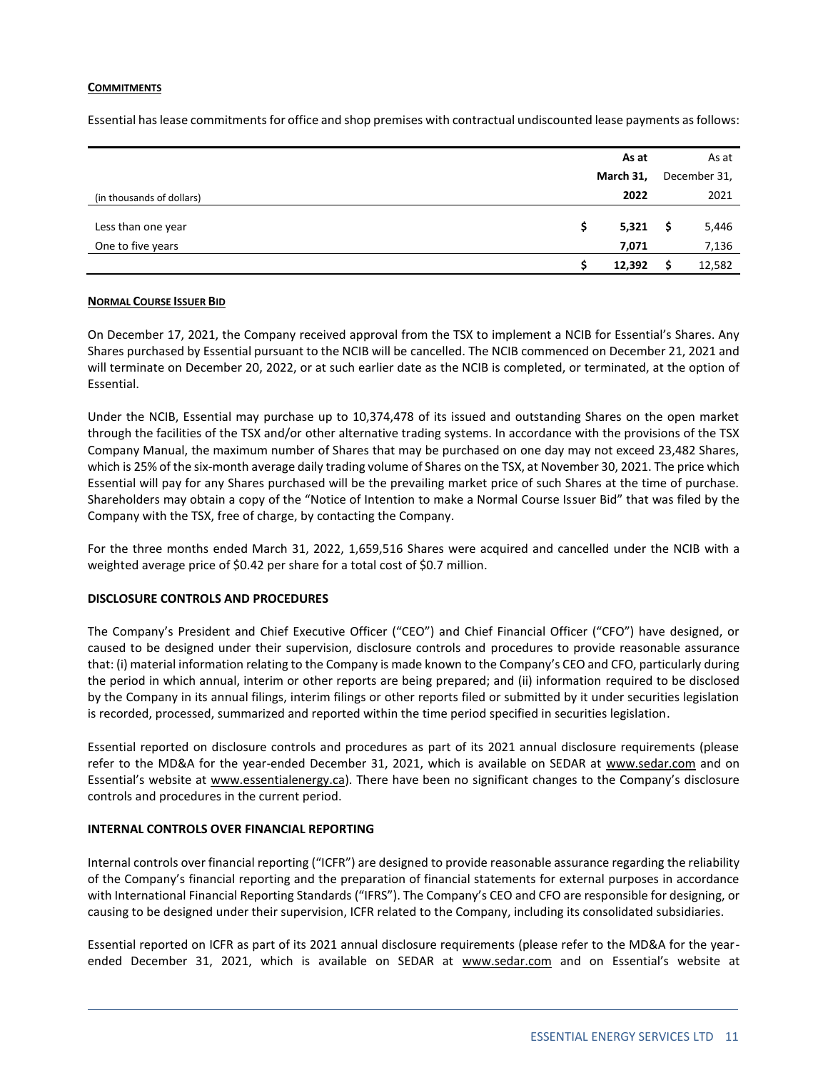**COMMITMENTS**

Essential has lease commitments for office and shop premises with contractual undiscounted lease payments as follows:

| (in thousands of dollars) | As at March 31, 2022 | As at December 31, 2021 |
|---|---|---|
| Less than one year | $ 5,321 | $ 5,446 |
| One to five years | 7,071 | 7,136 |
| | $ 12,392 | $ 12,582 |

**NORMAL COURSE ISSUER BID**

On December 17, 2021, the Company received approval from the TSX to implement a NCIB for Essential's Shares. Any Shares purchased by Essential pursuant to the NCIB will be cancelled. The NCIB commenced on December 21, 2021 and will terminate on December 20, 2022, or at such earlier date as the NCIB is completed, or terminated, at the option of Essential.

Under the NCIB, Essential may purchase up to 10,374,478 of its issued and outstanding Shares on the open market through the facilities of the TSX and/or other alternative trading systems. In accordance with the provisions of the TSX Company Manual, the maximum number of Shares that may be purchased on one day may not exceed 23,482 Shares, which is 25% of the six-month average daily trading volume of Shares on the TSX, at November 30, 2021. The price which Essential will pay for any Shares purchased will be the prevailing market price of such Shares at the time of purchase. Shareholders may obtain a copy of the "Notice of Intention to make a Normal Course Issuer Bid" that was filed by the Company with the TSX, free of charge, by contacting the Company.

For the three months ended March 31, 2022, 1,659,516 Shares were acquired and cancelled under the NCIB with a weighted average price of $0.42 per share for a total cost of $0.7 million.

**DISCLOSURE CONTROLS AND PROCEDURES**

The Company's President and Chief Executive Officer ("CEO") and Chief Financial Officer ("CFO") have designed, or caused to be designed under their supervision, disclosure controls and procedures to provide reasonable assurance that: (i) material information relating to the Company is made known to the Company's CEO and CFO, particularly during the period in which annual, interim or other reports are being prepared; and (ii) information required to be disclosed by the Company in its annual filings, interim filings or other reports filed or submitted by it under securities legislation is recorded, processed, summarized and reported within the time period specified in securities legislation.

Essential reported on disclosure controls and procedures as part of its 2021 annual disclosure requirements (please refer to the MD&A for the year-ended December 31, 2021, which is available on SEDAR at www.sedar.com and on Essential's website at www.essentialenergy.ca). There have been no significant changes to the Company's disclosure controls and procedures in the current period.

**INTERNAL CONTROLS OVER FINANCIAL REPORTING**

Internal controls over financial reporting ("ICFR") are designed to provide reasonable assurance regarding the reliability of the Company's financial reporting and the preparation of financial statements for external purposes in accordance with International Financial Reporting Standards ("IFRS"). The Company's CEO and CFO are responsible for designing, or causing to be designed under their supervision, ICFR related to the Company, including its consolidated subsidiaries.

Essential reported on ICFR as part of its 2021 annual disclosure requirements (please refer to the MD&A for the year-ended December 31, 2021, which is available on SEDAR at www.sedar.com and on Essential's website at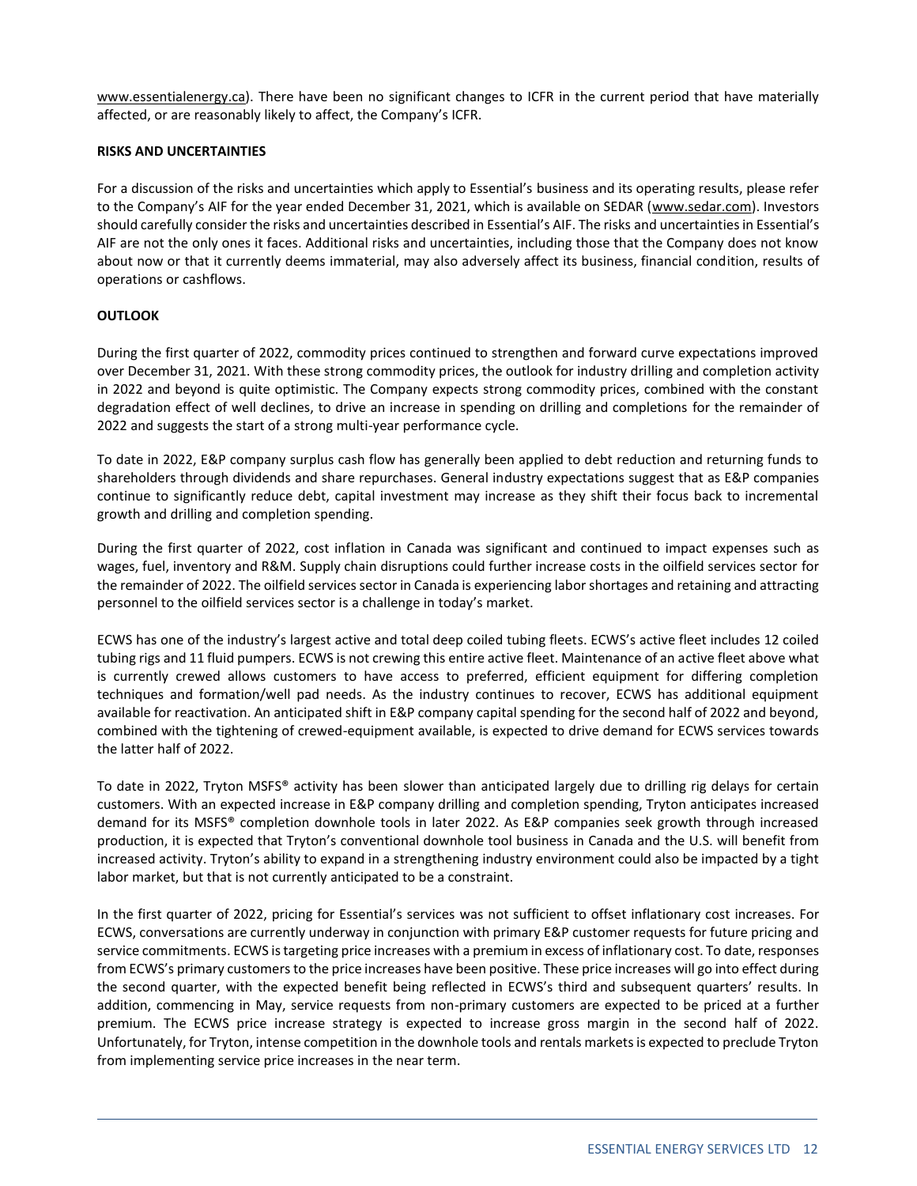www.essentialenergy.ca). There have been no significant changes to ICFR in the current period that have materially affected, or are reasonably likely to affect, the Company's ICFR.

## RISKS AND UNCERTAINTIES

For a discussion of the risks and uncertainties which apply to Essential's business and its operating results, please refer to the Company's AIF for the year ended December 31, 2021, which is available on SEDAR (www.sedar.com). Investors should carefully consider the risks and uncertainties described in Essential's AIF. The risks and uncertainties in Essential's AIF are not the only ones it faces. Additional risks and uncertainties, including those that the Company does not know about now or that it currently deems immaterial, may also adversely affect its business, financial condition, results of operations or cashflows.

## OUTLOOK

During the first quarter of 2022, commodity prices continued to strengthen and forward curve expectations improved over December 31, 2021. With these strong commodity prices, the outlook for industry drilling and completion activity in 2022 and beyond is quite optimistic. The Company expects strong commodity prices, combined with the constant degradation effect of well declines, to drive an increase in spending on drilling and completions for the remainder of 2022 and suggests the start of a strong multi-year performance cycle.

To date in 2022, E&P company surplus cash flow has generally been applied to debt reduction and returning funds to shareholders through dividends and share repurchases. General industry expectations suggest that as E&P companies continue to significantly reduce debt, capital investment may increase as they shift their focus back to incremental growth and drilling and completion spending.

During the first quarter of 2022, cost inflation in Canada was significant and continued to impact expenses such as wages, fuel, inventory and R&M. Supply chain disruptions could further increase costs in the oilfield services sector for the remainder of 2022. The oilfield services sector in Canada is experiencing labor shortages and retaining and attracting personnel to the oilfield services sector is a challenge in today's market.

ECWS has one of the industry's largest active and total deep coiled tubing fleets. ECWS's active fleet includes 12 coiled tubing rigs and 11 fluid pumpers. ECWS is not crewing this entire active fleet. Maintenance of an active fleet above what is currently crewed allows customers to have access to preferred, efficient equipment for differing completion techniques and formation/well pad needs. As the industry continues to recover, ECWS has additional equipment available for reactivation. An anticipated shift in E&P company capital spending for the second half of 2022 and beyond, combined with the tightening of crewed-equipment available, is expected to drive demand for ECWS services towards the latter half of 2022.

To date in 2022, Tryton MSFS® activity has been slower than anticipated largely due to drilling rig delays for certain customers. With an expected increase in E&P company drilling and completion spending, Tryton anticipates increased demand for its MSFS® completion downhole tools in later 2022. As E&P companies seek growth through increased production, it is expected that Tryton's conventional downhole tool business in Canada and the U.S. will benefit from increased activity. Tryton's ability to expand in a strengthening industry environment could also be impacted by a tight labor market, but that is not currently anticipated to be a constraint.

In the first quarter of 2022, pricing for Essential's services was not sufficient to offset inflationary cost increases. For ECWS, conversations are currently underway in conjunction with primary E&P customer requests for future pricing and service commitments. ECWS is targeting price increases with a premium in excess of inflationary cost. To date, responses from ECWS's primary customers to the price increases have been positive. These price increases will go into effect during the second quarter, with the expected benefit being reflected in ECWS's third and subsequent quarters' results. In addition, commencing in May, service requests from non-primary customers are expected to be priced at a further premium. The ECWS price increase strategy is expected to increase gross margin in the second half of 2022. Unfortunately, for Tryton, intense competition in the downhole tools and rentals markets is expected to preclude Tryton from implementing service price increases in the near term.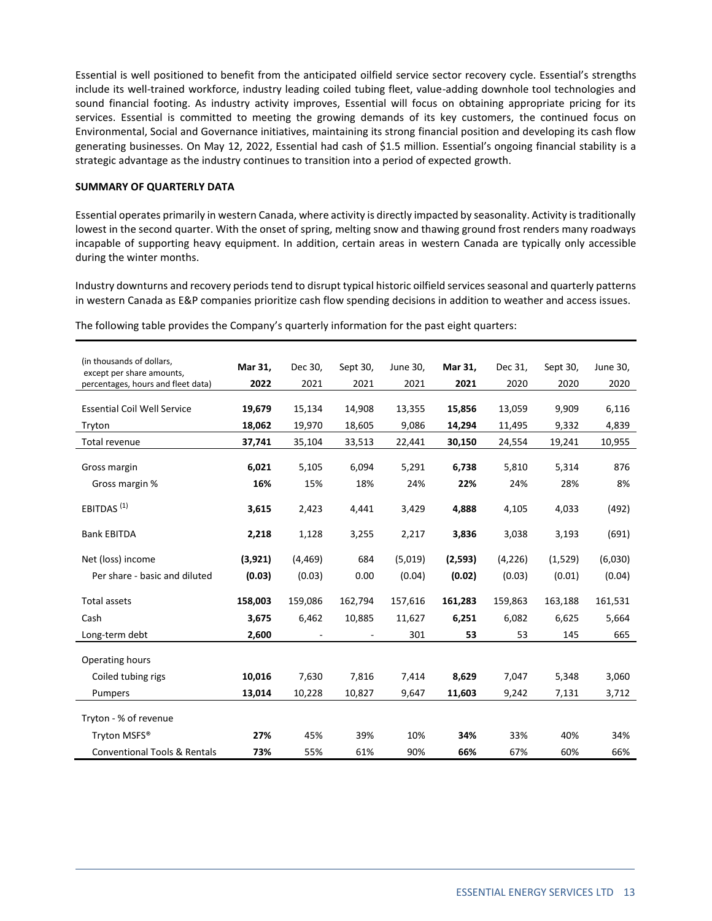Essential is well positioned to benefit from the anticipated oilfield service sector recovery cycle. Essential's strengths include its well-trained workforce, industry leading coiled tubing fleet, value-adding downhole tool technologies and sound financial footing. As industry activity improves, Essential will focus on obtaining appropriate pricing for its services. Essential is committed to meeting the growing demands of its key customers, the continued focus on Environmental, Social and Governance initiatives, maintaining its strong financial position and developing its cash flow generating businesses. On May 12, 2022, Essential had cash of $1.5 million. Essential's ongoing financial stability is a strategic advantage as the industry continues to transition into a period of expected growth.

**SUMMARY OF QUARTERLY DATA**

Essential operates primarily in western Canada, where activity is directly impacted by seasonality. Activity is traditionally lowest in the second quarter. With the onset of spring, melting snow and thawing ground frost renders many roadways incapable of supporting heavy equipment. In addition, certain areas in western Canada are typically only accessible during the winter months.

Industry downturns and recovery periods tend to disrupt typical historic oilfield services seasonal and quarterly patterns in western Canada as E&P companies prioritize cash flow spending decisions in addition to weather and access issues.

The following table provides the Company's quarterly information for the past eight quarters:

| (in thousands of dollars, except per share amounts, percentages, hours and fleet data) | **Mar 31, 2022** | Dec 30, 2021 | Sept 30, 2021 | June 30, 2021 | **Mar 31, 2021** | Dec 31, 2020 | Sept 30, 2020 | June 30, 2020 |
|---|---|---|---|---|---|---|---|---|
| Essential Coil Well Service | **19,679** | 15,134 | 14,908 | 13,355 | **15,856** | 13,059 | 9,909 | 6,116 |
| Tryton | **18,062** | 19,970 | 18,605 | 9,086 | **14,294** | 11,495 | 9,332 | 4,839 |
| Total revenue | **37,741** | 35,104 | 33,513 | 22,441 | **30,150** | 24,554 | 19,241 | 10,955 |
| Gross margin | **6,021** | 5,105 | 6,094 | 5,291 | **6,738** | 5,810 | 5,314 | 876 |
| Gross margin % | **16%** | 15% | 18% | 24% | **22%** | 24% | 28% | 8% |
| EBITDAS [1] | **3,615** | 2,423 | 4,441 | 3,429 | **4,888** | 4,105 | 4,033 | (492) |
| Bank EBITDA | **2,218** | 1,128 | 3,255 | 2,217 | **3,836** | 3,038 | 3,193 | (691) |
| Net (loss) income | **(3,921)** | (4,469) | 684 | (5,019) | **(2,593)** | (4,226) | (1,529) | (6,030) |
| Per share - basic and diluted | **(0.03)** | (0.03) | 0.00 | (0.04) | **(0.02)** | (0.03) | (0.01) | (0.04) |
| Total assets | **158,003** | 159,086 | 162,794 | 157,616 | **161,283** | 159,863 | 163,188 | 161,531 |
| Cash | **3,675** | 6,462 | 10,885 | 11,627 | **6,251** | 6,082 | 6,625 | 5,664 |
| Long-term debt | **2,600** | - | - | 301 | **53** | 53 | 145 | 665 |
| Operating hours | | | | | | | | |
| Coiled tubing rigs | **10,016** | 7,630 | 7,816 | 7,414 | **8,629** | 7,047 | 5,348 | 3,060 |
| Pumpers | **13,014** | 10,228 | 10,827 | 9,647 | **11,603** | 9,242 | 7,131 | 3,712 |
| Tryton - % of revenue | | | | | | | | |
| Tryton MSFS® | **27%** | 45% | 39% | 10% | **34%** | 33% | 40% | 34% |
| Conventional Tools & Rentals | **73%** | 55% | 61% | 90% | **66%** | 67% | 60% | 66% |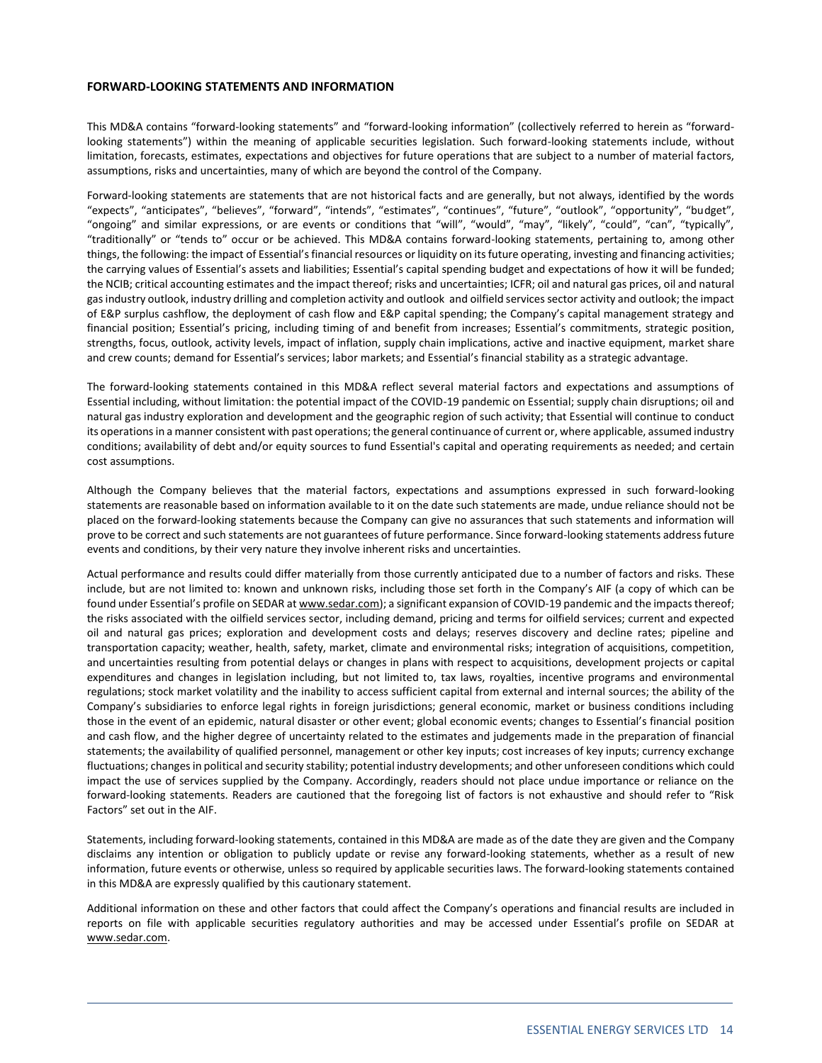**FORWARD-LOOKING STATEMENTS AND INFORMATION**

This MD&A contains "forward-looking statements" and "forward-looking information" (collectively referred to herein as "forward-looking statements") within the meaning of applicable securities legislation. Such forward-looking statements include, without limitation, forecasts, estimates, expectations and objectives for future operations that are subject to a number of material factors, assumptions, risks and uncertainties, many of which are beyond the control of the Company.

Forward-looking statements are statements that are not historical facts and are generally, but not always, identified by the words "expects", "anticipates", "believes", "forward", "intends", "estimates", "continues", "future", "outlook", "opportunity", "budget", "ongoing" and similar expressions, or are events or conditions that "will", "would", "may", "likely", "could", "can", "typically", "traditionally" or "tends to" occur or be achieved. This MD&A contains forward-looking statements, pertaining to, among other things, the following: the impact of Essential's financial resources or liquidity on its future operating, investing and financing activities; the carrying values of Essential's assets and liabilities; Essential's capital spending budget and expectations of how it will be funded; the NCIB; critical accounting estimates and the impact thereof; risks and uncertainties; ICFR; oil and natural gas prices, oil and natural gas industry outlook, industry drilling and completion activity and outlook and oilfield services sector activity and outlook; the impact of E&P surplus cashflow, the deployment of cash flow and E&P capital spending; the Company's capital management strategy and financial position; Essential's pricing, including timing of and benefit from increases; Essential's commitments, strategic position, strengths, focus, outlook, activity levels, impact of inflation, supply chain implications, active and inactive equipment, market share and crew counts; demand for Essential's services; labor markets; and Essential's financial stability as a strategic advantage.

The forward-looking statements contained in this MD&A reflect several material factors and expectations and assumptions of Essential including, without limitation: the potential impact of the COVID-19 pandemic on Essential; supply chain disruptions; oil and natural gas industry exploration and development and the geographic region of such activity; that Essential will continue to conduct its operations in a manner consistent with past operations; the general continuance of current or, where applicable, assumed industry conditions; availability of debt and/or equity sources to fund Essential's capital and operating requirements as needed; and certain cost assumptions.

Although the Company believes that the material factors, expectations and assumptions expressed in such forward-looking statements are reasonable based on information available to it on the date such statements are made, undue reliance should not be placed on the forward-looking statements because the Company can give no assurances that such statements and information will prove to be correct and such statements are not guarantees of future performance. Since forward-looking statements address future events and conditions, by their very nature they involve inherent risks and uncertainties.

Actual performance and results could differ materially from those currently anticipated due to a number of factors and risks. These include, but are not limited to: known and unknown risks, including those set forth in the Company's AIF (a copy of which can be found under Essential's profile on SEDAR at www.sedar.com); a significant expansion of COVID-19 pandemic and the impacts thereof; the risks associated with the oilfield services sector, including demand, pricing and terms for oilfield services; current and expected oil and natural gas prices; exploration and development costs and delays; reserves discovery and decline rates; pipeline and transportation capacity; weather, health, safety, market, climate and environmental risks; integration of acquisitions, competition, and uncertainties resulting from potential delays or changes in plans with respect to acquisitions, development projects or capital expenditures and changes in legislation including, but not limited to, tax laws, royalties, incentive programs and environmental regulations; stock market volatility and the inability to access sufficient capital from external and internal sources; the ability of the Company's subsidiaries to enforce legal rights in foreign jurisdictions; general economic, market or business conditions including those in the event of an epidemic, natural disaster or other event; global economic events; changes to Essential's financial position and cash flow, and the higher degree of uncertainty related to the estimates and judgements made in the preparation of financial statements; the availability of qualified personnel, management or other key inputs; cost increases of key inputs; currency exchange fluctuations; changes in political and security stability; potential industry developments; and other unforeseen conditions which could impact the use of services supplied by the Company. Accordingly, readers should not place undue importance or reliance on the forward-looking statements. Readers are cautioned that the foregoing list of factors is not exhaustive and should refer to "Risk Factors" set out in the AIF.

Statements, including forward-looking statements, contained in this MD&A are made as of the date they are given and the Company disclaims any intention or obligation to publicly update or revise any forward-looking statements, whether as a result of new information, future events or otherwise, unless so required by applicable securities laws. The forward-looking statements contained in this MD&A are expressly qualified by this cautionary statement.

Additional information on these and other factors that could affect the Company's operations and financial results are included in reports on file with applicable securities regulatory authorities and may be accessed under Essential's profile on SEDAR at www.sedar.com.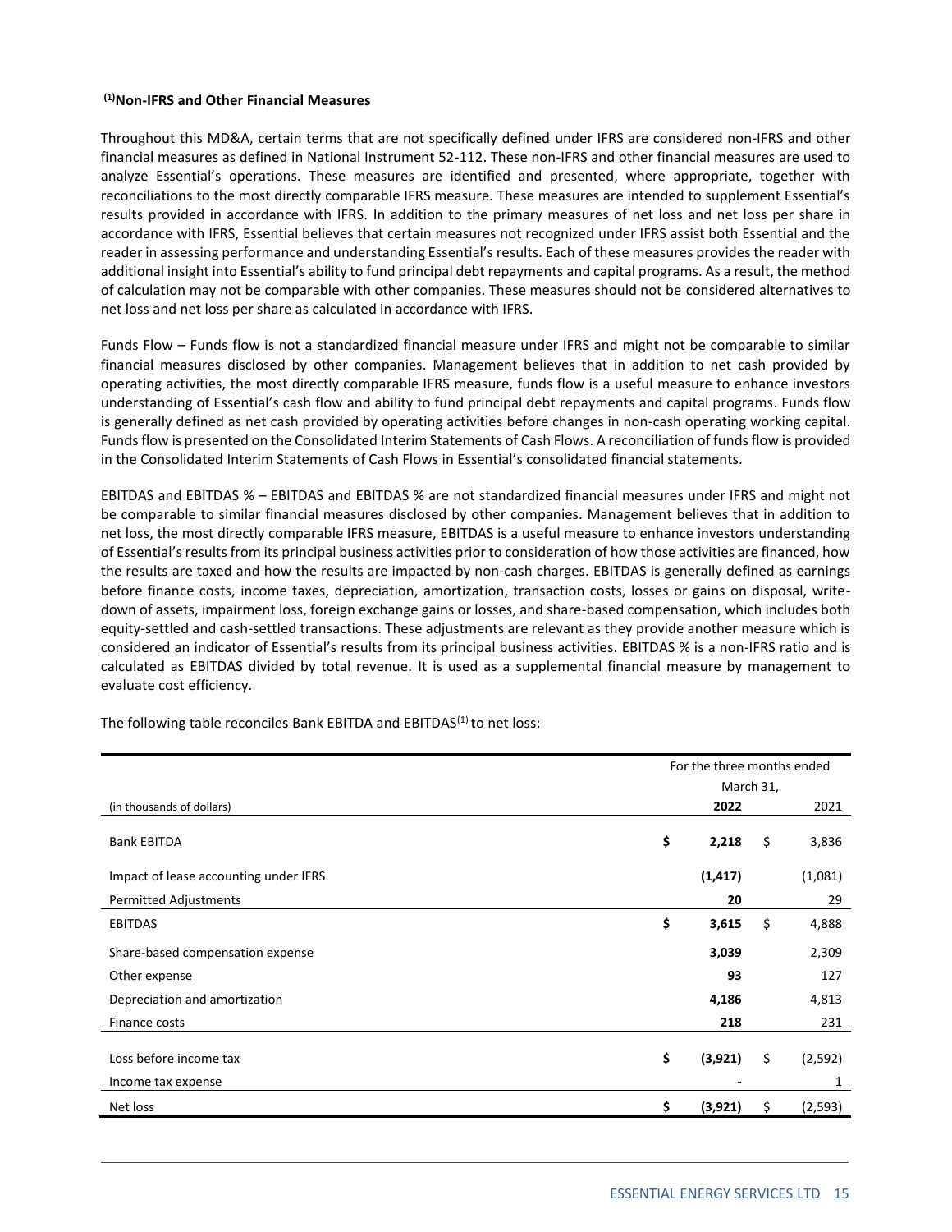### [1]Non-IFRS and Other Financial Measures

Throughout this MD&A, certain terms that are not specifically defined under IFRS are considered non-IFRS and other financial measures as defined in National Instrument 52-112. These non-IFRS and other financial measures are used to analyze Essential's operations. These measures are identified and presented, where appropriate, together with reconciliations to the most directly comparable IFRS measure. These measures are intended to supplement Essential's results provided in accordance with IFRS. In addition to the primary measures of net loss and net loss per share in accordance with IFRS, Essential believes that certain measures not recognized under IFRS assist both Essential and the reader in assessing performance and understanding Essential's results. Each of these measures provides the reader with additional insight into Essential's ability to fund principal debt repayments and capital programs. As a result, the method of calculation may not be comparable with other companies. These measures should not be considered alternatives to net loss and net loss per share as calculated in accordance with IFRS.

Funds Flow – Funds flow is not a standardized financial measure under IFRS and might not be comparable to similar financial measures disclosed by other companies. Management believes that in addition to net cash provided by operating activities, the most directly comparable IFRS measure, funds flow is a useful measure to enhance investors understanding of Essential's cash flow and ability to fund principal debt repayments and capital programs. Funds flow is generally defined as net cash provided by operating activities before changes in non-cash operating working capital. Funds flow is presented on the Consolidated Interim Statements of Cash Flows. A reconciliation of funds flow is provided in the Consolidated Interim Statements of Cash Flows in Essential's consolidated financial statements.

EBITDAS and EBITDAS % – EBITDAS and EBITDAS % are not standardized financial measures under IFRS and might not be comparable to similar financial measures disclosed by other companies. Management believes that in addition to net loss, the most directly comparable IFRS measure, EBITDAS is a useful measure to enhance investors understanding of Essential's results from its principal business activities prior to consideration of how those activities are financed, how the results are taxed and how the results are impacted by non-cash charges. EBITDAS is generally defined as earnings before finance costs, income taxes, depreciation, amortization, transaction costs, losses or gains on disposal, write-down of assets, impairment loss, foreign exchange gains or losses, and share-based compensation, which includes both equity-settled and cash-settled transactions. These adjustments are relevant as they provide another measure which is considered an indicator of Essential's results from its principal business activities. EBITDAS % is a non-IFRS ratio and is calculated as EBITDAS divided by total revenue. It is used as a supplemental financial measure by management to evaluate cost efficiency.

The following table reconciles Bank EBITDA and EBITDAS[1] to net loss:

| (in thousands of dollars) | For the three months ended March 31, 2022 | 2021 |
|---|---|---|
| Bank EBITDA | **$ 2,218** | $ 3,836 |
| Impact of lease accounting under IFRS | **(1,417)** | (1,081) |
| Permitted Adjustments | **20** | 29 |
| EBITDAS | **$ 3,615** | $ 4,888 |
| Share-based compensation expense | **3,039** | 2,309 |
| Other expense | **93** | 127 |
| Depreciation and amortization | **4,186** | 4,813 |
| Finance costs | **218** | 231 |
| Loss before income tax | **$ (3,921)** | $ (2,592) |
| Income tax expense | **-** | 1 |
| Net loss | **$ (3,921)** | $ (2,593) |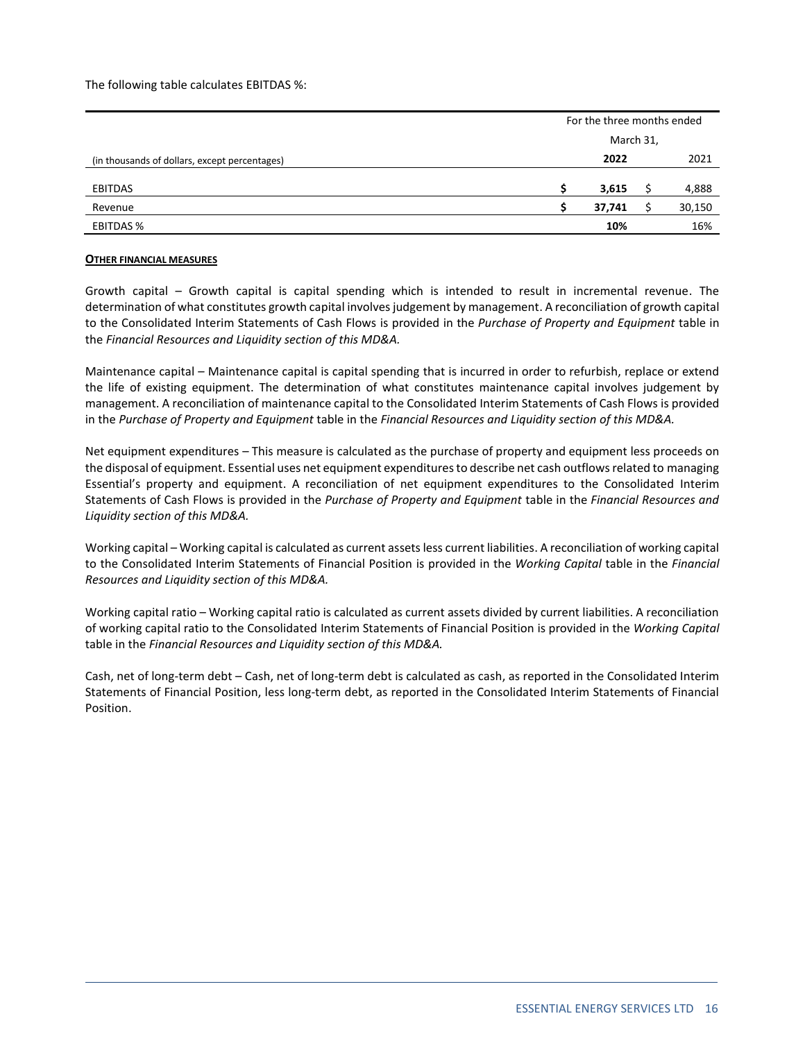The following table calculates EBITDAS %:

| (in thousands of dollars, except percentages) | For the three months ended March 31, 2022 | 2021 |
|---|---|---|
| EBITDAS | **$ 3,615** | $ 4,888 |
| Revenue | **$ 37,741** | $ 30,150 |
| EBITDAS % | **10%** | 16% |

**OTHER FINANCIAL MEASURES**

Growth capital – Growth capital is capital spending which is intended to result in incremental revenue. The determination of what constitutes growth capital involves judgement by management. A reconciliation of growth capital to the Consolidated Interim Statements of Cash Flows is provided in the *Purchase of Property and Equipment* table in the *Financial Resources and Liquidity section of this MD&A.*

Maintenance capital – Maintenance capital is capital spending that is incurred in order to refurbish, replace or extend the life of existing equipment. The determination of what constitutes maintenance capital involves judgement by management. A reconciliation of maintenance capital to the Consolidated Interim Statements of Cash Flows is provided in the *Purchase of Property and Equipment* table in the *Financial Resources and Liquidity section of this MD&A.*

Net equipment expenditures – This measure is calculated as the purchase of property and equipment less proceeds on the disposal of equipment. Essential uses net equipment expenditures to describe net cash outflows related to managing Essential's property and equipment. A reconciliation of net equipment expenditures to the Consolidated Interim Statements of Cash Flows is provided in the *Purchase of Property and Equipment* table in the *Financial Resources and Liquidity section of this MD&A.*

Working capital – Working capital is calculated as current assets less current liabilities. A reconciliation of working capital to the Consolidated Interim Statements of Financial Position is provided in the *Working Capital* table in the *Financial Resources and Liquidity section of this MD&A.*

Working capital ratio – Working capital ratio is calculated as current assets divided by current liabilities. A reconciliation of working capital ratio to the Consolidated Interim Statements of Financial Position is provided in the *Working Capital* table in the *Financial Resources and Liquidity section of this MD&A.*

Cash, net of long-term debt – Cash, net of long-term debt is calculated as cash, as reported in the Consolidated Interim Statements of Financial Position, less long-term debt, as reported in the Consolidated Interim Statements of Financial Position.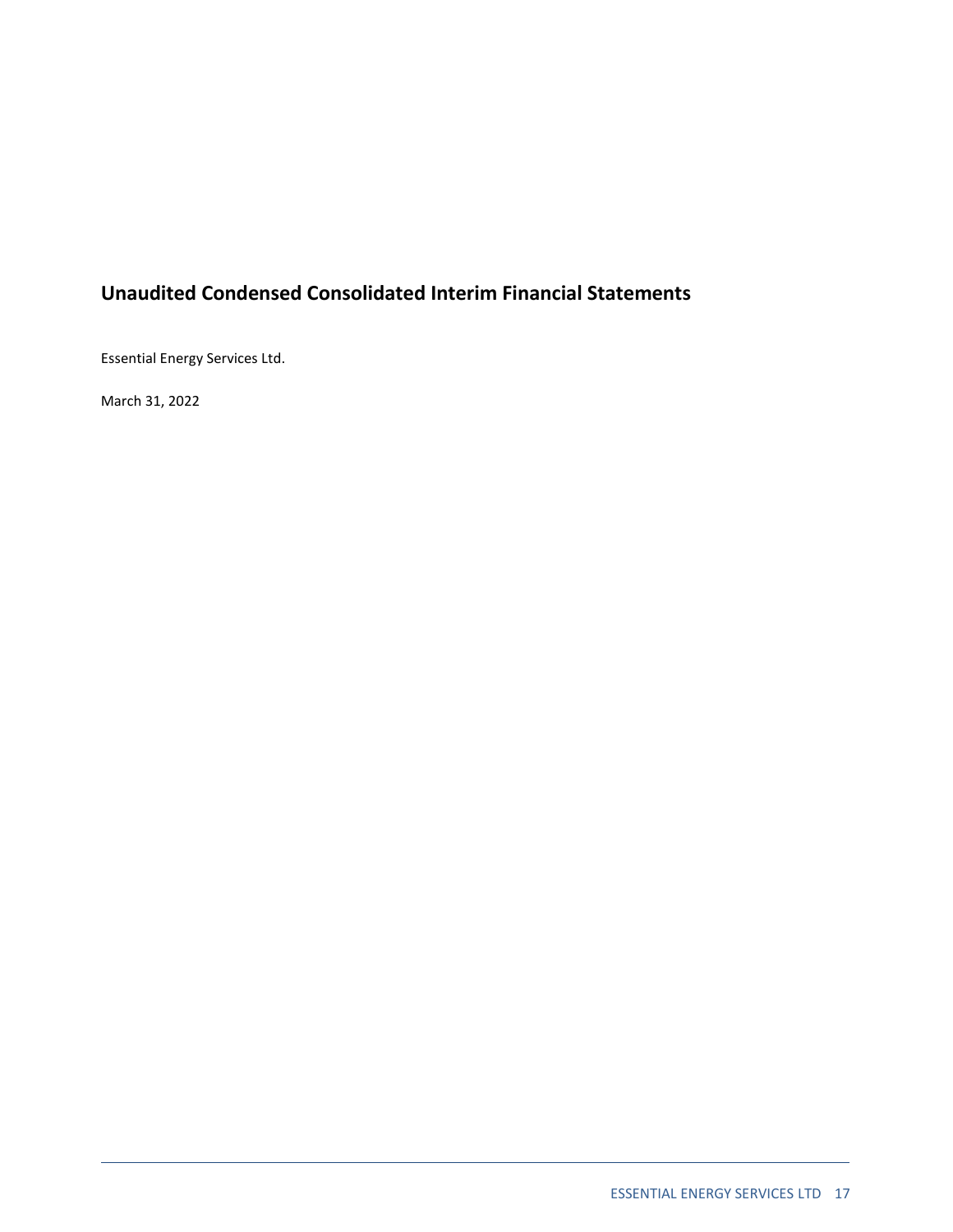# Unaudited Condensed Consolidated Interim Financial Statements

Essential Energy Services Ltd.

March 31, 2022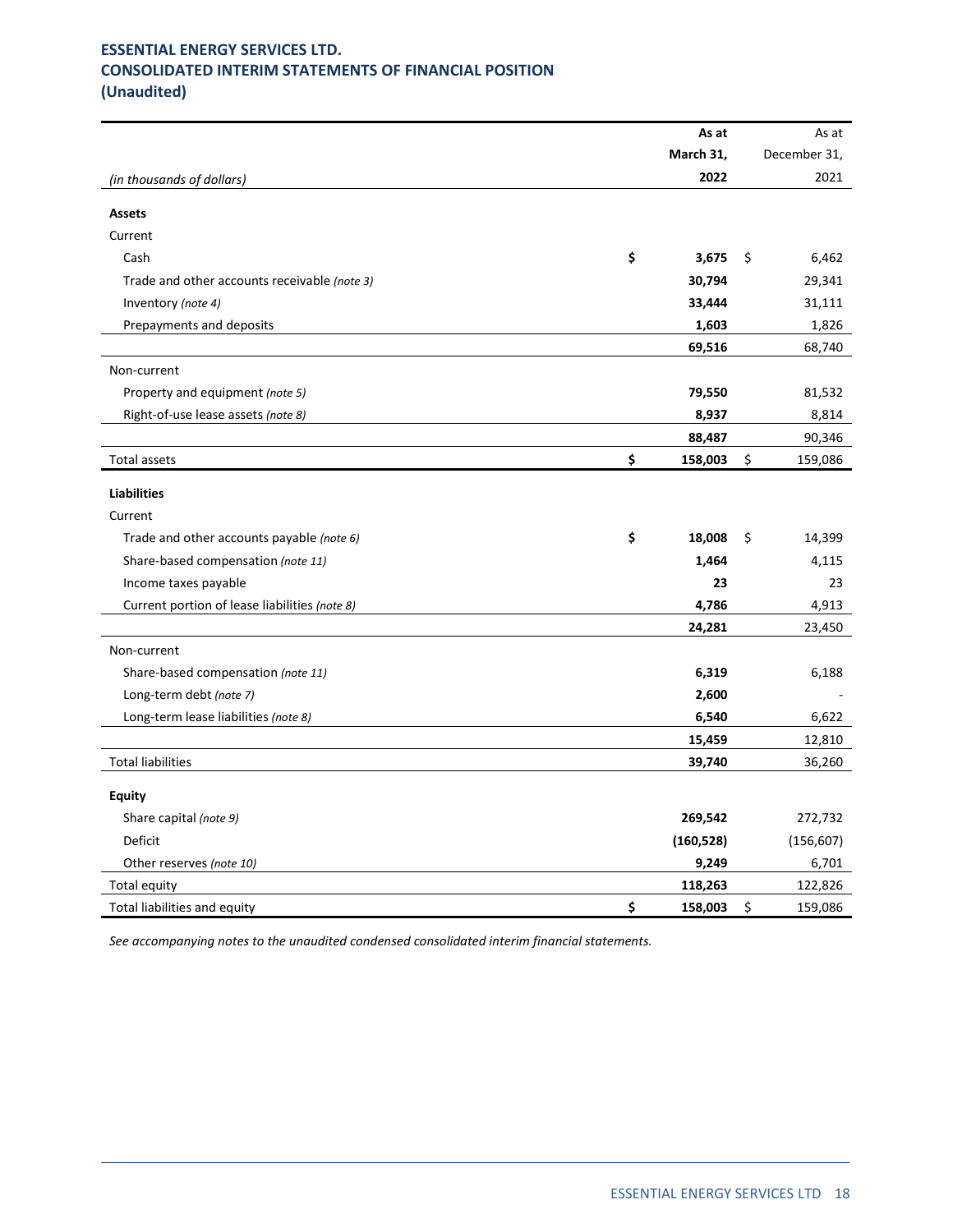**ESSENTIAL ENERGY SERVICES LTD.**
**CONSOLIDATED INTERIM STATEMENTS OF FINANCIAL POSITION**
**(Unaudited)**

| *(in thousands of dollars)* | As at March 31, 2022 | As at December 31, 2021 |
|---|---|---|
| **Assets** | | |
| Current | | |
| Cash | $ **3,675** | $ 6,462 |
| Trade and other accounts receivable *(note 3)* | **30,794** | 29,341 |
| Inventory *(note 4)* | **33,444** | 31,111 |
| Prepayments and deposits | **1,603** | 1,826 |
| | **69,516** | 68,740 |
| Non-current | | |
| Property and equipment *(note 5)* | **79,550** | 81,532 |
| Right-of-use lease assets *(note 8)* | **8,937** | 8,814 |
| | **88,487** | 90,346 |
| Total assets | $ **158,003** | $ 159,086 |
| **Liabilities** | | |
| Current | | |
| Trade and other accounts payable *(note 6)* | $ **18,008** | $ 14,399 |
| Share-based compensation *(note 11)* | **1,464** | 4,115 |
| Income taxes payable | **23** | 23 |
| Current portion of lease liabilities *(note 8)* | **4,786** | 4,913 |
| | **24,281** | 23,450 |
| Non-current | | |
| Share-based compensation *(note 11)* | **6,319** | 6,188 |
| Long-term debt *(note 7)* | **2,600** | - |
| Long-term lease liabilities *(note 8)* | **6,540** | 6,622 |
| | **15,459** | 12,810 |
| Total liabilities | **39,740** | 36,260 |
| **Equity** | | |
| Share capital *(note 9)* | **269,542** | 272,732 |
| Deficit | **(160,528)** | (156,607) |
| Other reserves *(note 10)* | **9,249** | 6,701 |
| Total equity | **118,263** | 122,826 |
| Total liabilities and equity | $ **158,003** | $ 159,086 |

*See accompanying notes to the unaudited condensed consolidated interim financial statements.*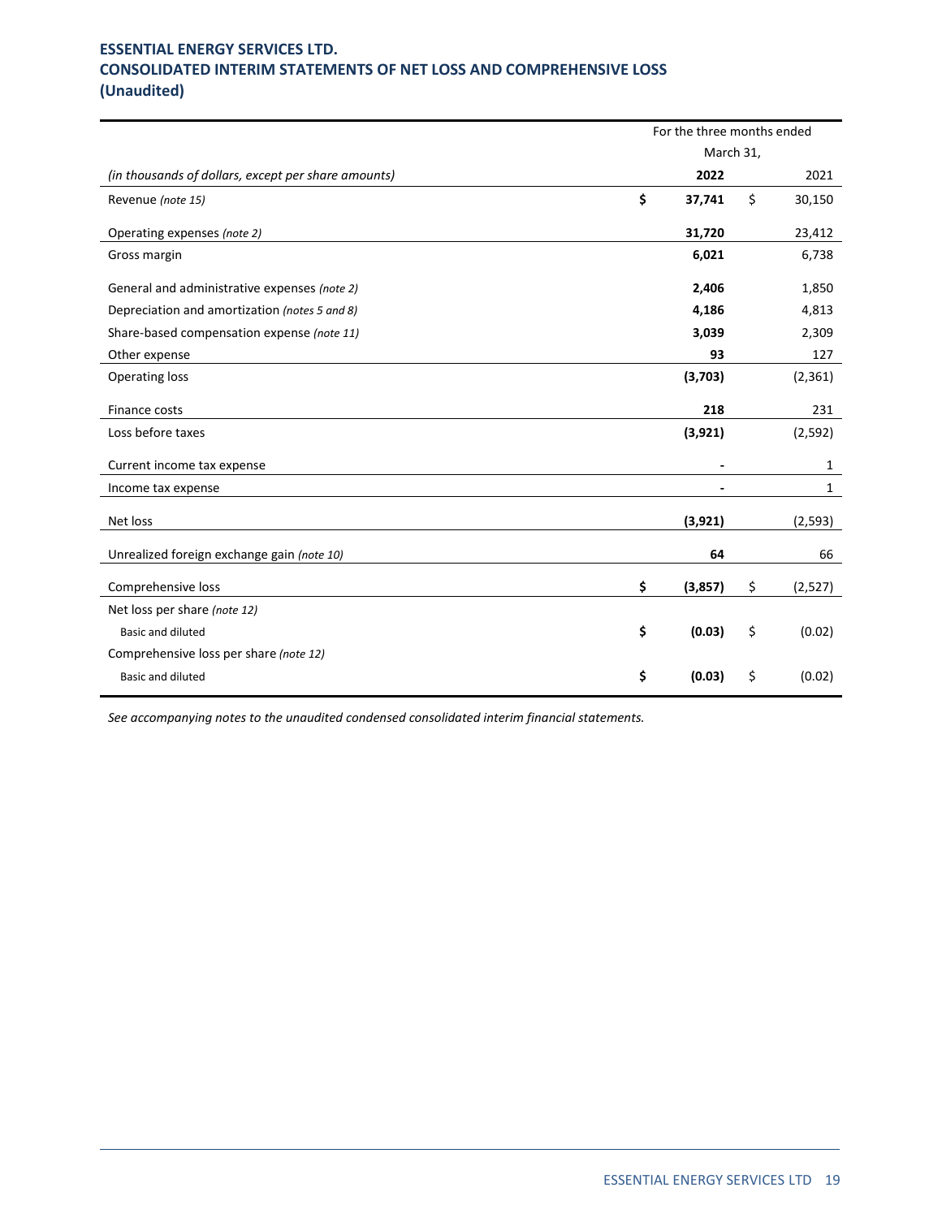**ESSENTIAL ENERGY SERVICES LTD.**
**CONSOLIDATED INTERIM STATEMENTS OF NET LOSS AND COMPREHENSIVE LOSS**
**(Unaudited)**

| | For the three months ended March 31, | |
|---|---|---|
| *(in thousands of dollars, except per share amounts)* | **2022** | 2021 |
| Revenue *(note 15)* | **$ 37,741** | $ 30,150 |
| Operating expenses *(note 2)* | **31,720** | 23,412 |
| Gross margin | **6,021** | 6,738 |
| General and administrative expenses *(note 2)* | **2,406** | 1,850 |
| Depreciation and amortization *(notes 5 and 8)* | **4,186** | 4,813 |
| Share-based compensation expense *(note 11)* | **3,039** | 2,309 |
| Other expense | **93** | 127 |
| Operating loss | **(3,703)** | (2,361) |
| Finance costs | **218** | 231 |
| Loss before taxes | **(3,921)** | (2,592) |
| Current income tax expense | **-** | 1 |
| Income tax expense | **-** | 1 |
| Net loss | **(3,921)** | (2,593) |
| Unrealized foreign exchange gain *(note 10)* | **64** | 66 |
| Comprehensive loss | **$ (3,857)** | $ (2,527) |
| Net loss per share *(note 12)* | | |
| Basic and diluted | **$ (0.03)** | $ (0.02) |
| Comprehensive loss per share *(note 12)* | | |
| Basic and diluted | **$ (0.03)** | $ (0.02) |

*See accompanying notes to the unaudited condensed consolidated interim financial statements.*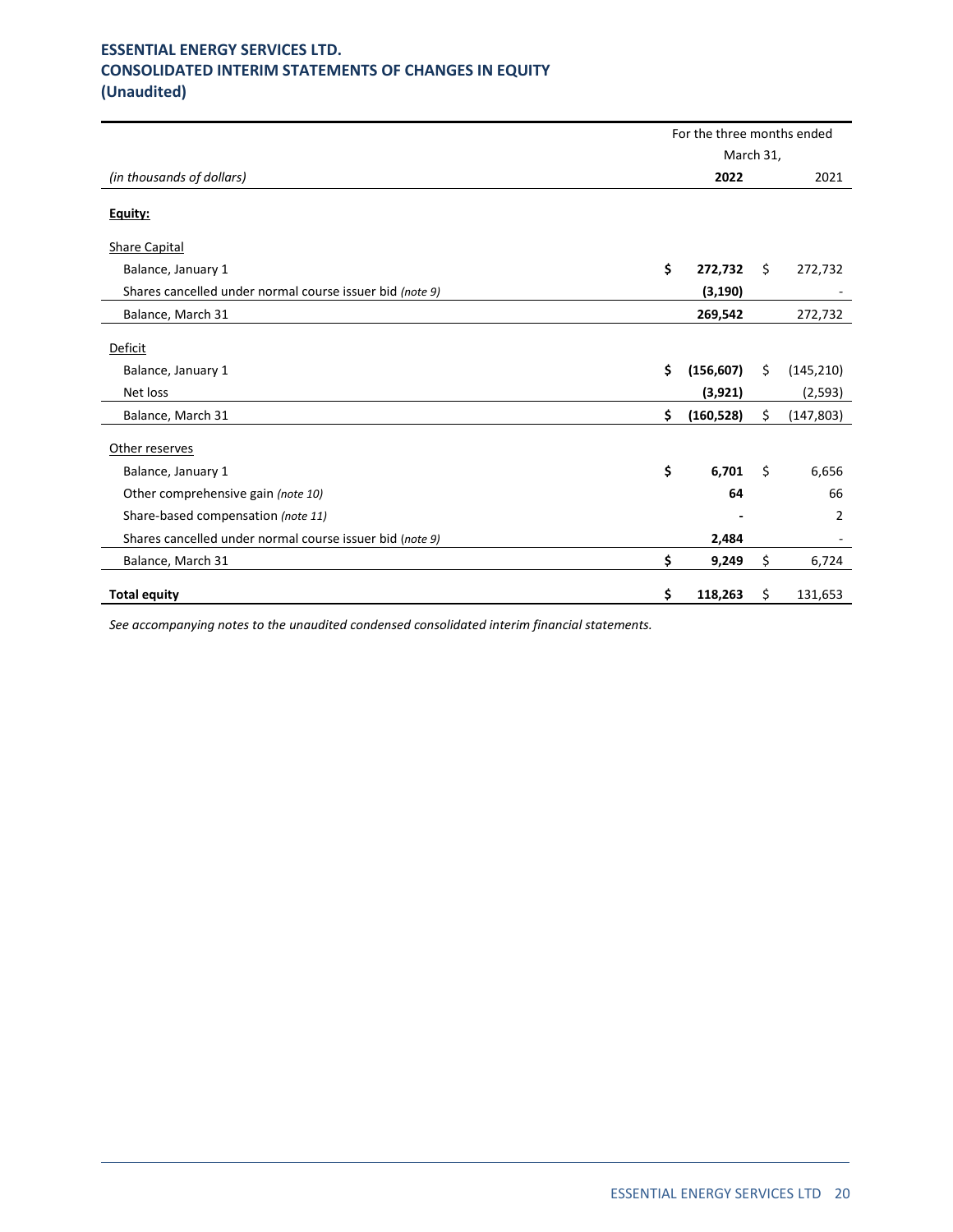# ESSENTIAL ENERGY SERVICES LTD.
# CONSOLIDATED INTERIM STATEMENTS OF CHANGES IN EQUITY
# (Unaudited)

| | For the three months ended March 31, | |
|---|---|---|
| *(in thousands of dollars)* | **2022** | 2021 |
| **Equity:** | | |
| Share Capital | | |
| Balance, January 1 | **$ 272,732** | $ 272,732 |
| Shares cancelled under normal course issuer bid *(note 9)* | **(3,190)** | - |
| Balance, March 31 | **269,542** | 272,732 |
| Deficit | | |
| Balance, January 1 | **$ (156,607)** | $ (145,210) |
| Net loss | **(3,921)** | (2,593) |
| Balance, March 31 | **$ (160,528)** | $ (147,803) |
| Other reserves | | |
| Balance, January 1 | **$ 6,701** | $ 6,656 |
| Other comprehensive gain *(note 10)* | **64** | 66 |
| Share-based compensation *(note 11)* | **-** | 2 |
| Shares cancelled under normal course issuer bid *(note 9)* | **2,484** | - |
| Balance, March 31 | **$ 9,249** | $ 6,724 |
| **Total equity** | **$ 118,263** | $ 131,653 |

*See accompanying notes to the unaudited condensed consolidated interim financial statements.*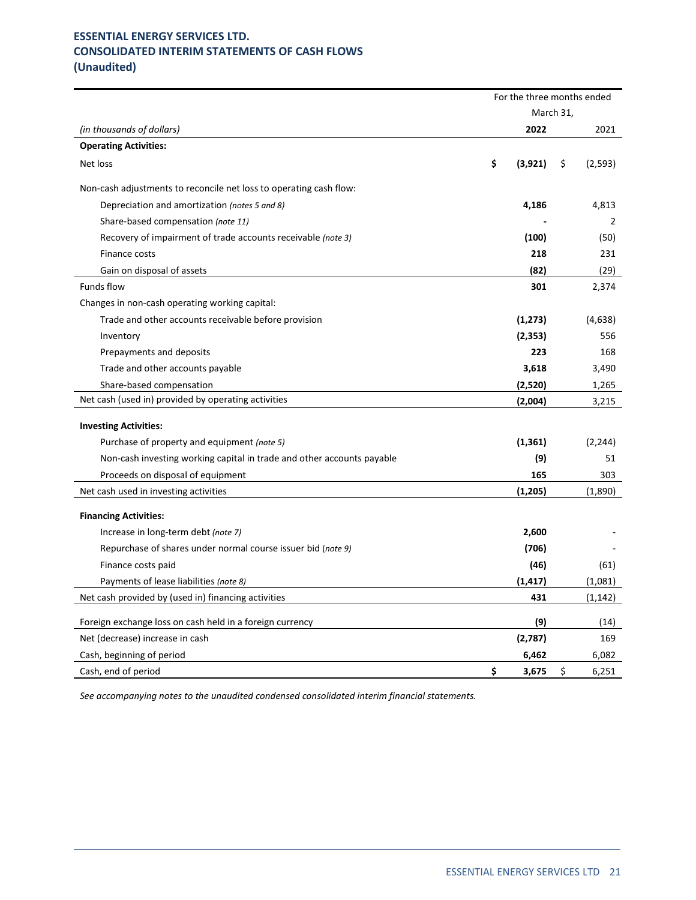**ESSENTIAL ENERGY SERVICES LTD.**
**CONSOLIDATED INTERIM STATEMENTS OF CASH FLOWS**
**(Unaudited)**

| | For the three months ended March 31, | |
|---|---|---|
| *(in thousands of dollars)* | **2022** | 2021 |
| **Operating Activities:** | | |
| Net loss | **$ (3,921)** | $ (2,593) |
| Non-cash adjustments to reconcile net loss to operating cash flow: | | |
| Depreciation and amortization *(notes 5 and 8)* | **4,186** | 4,813 |
| Share-based compensation *(note 11)* | **-** | 2 |
| Recovery of impairment of trade accounts receivable *(note 3)* | **(100)** | (50) |
| Finance costs | **218** | 231 |
| Gain on disposal of assets | **(82)** | (29) |
| Funds flow | **301** | 2,374 |
| Changes in non-cash operating working capital: | | |
| Trade and other accounts receivable before provision | **(1,273)** | (4,638) |
| Inventory | **(2,353)** | 556 |
| Prepayments and deposits | **223** | 168 |
| Trade and other accounts payable | **3,618** | 3,490 |
| Share-based compensation | **(2,520)** | 1,265 |
| Net cash (used in) provided by operating activities | **(2,004)** | 3,215 |
| **Investing Activities:** | | |
| Purchase of property and equipment *(note 5)* | **(1,361)** | (2,244) |
| Non-cash investing working capital in trade and other accounts payable | **(9)** | 51 |
| Proceeds on disposal of equipment | **165** | 303 |
| Net cash used in investing activities | **(1,205)** | (1,890) |
| **Financing Activities:** | | |
| Increase in long-term debt *(note 7)* | **2,600** | - |
| Repurchase of shares under normal course issuer bid (*note 9*) | **(706)** | - |
| Finance costs paid | **(46)** | (61) |
| Payments of lease liabilities *(note 8)* | **(1,417)** | (1,081) |
| Net cash provided by (used in) financing activities | **431** | (1,142) |
| Foreign exchange loss on cash held in a foreign currency | **(9)** | (14) |
| Net (decrease) increase in cash | **(2,787)** | 169 |
| Cash, beginning of period | **6,462** | 6,082 |
| Cash, end of period | **$ 3,675** | $ 6,251 |

*See accompanying notes to the unaudited condensed consolidated interim financial statements.*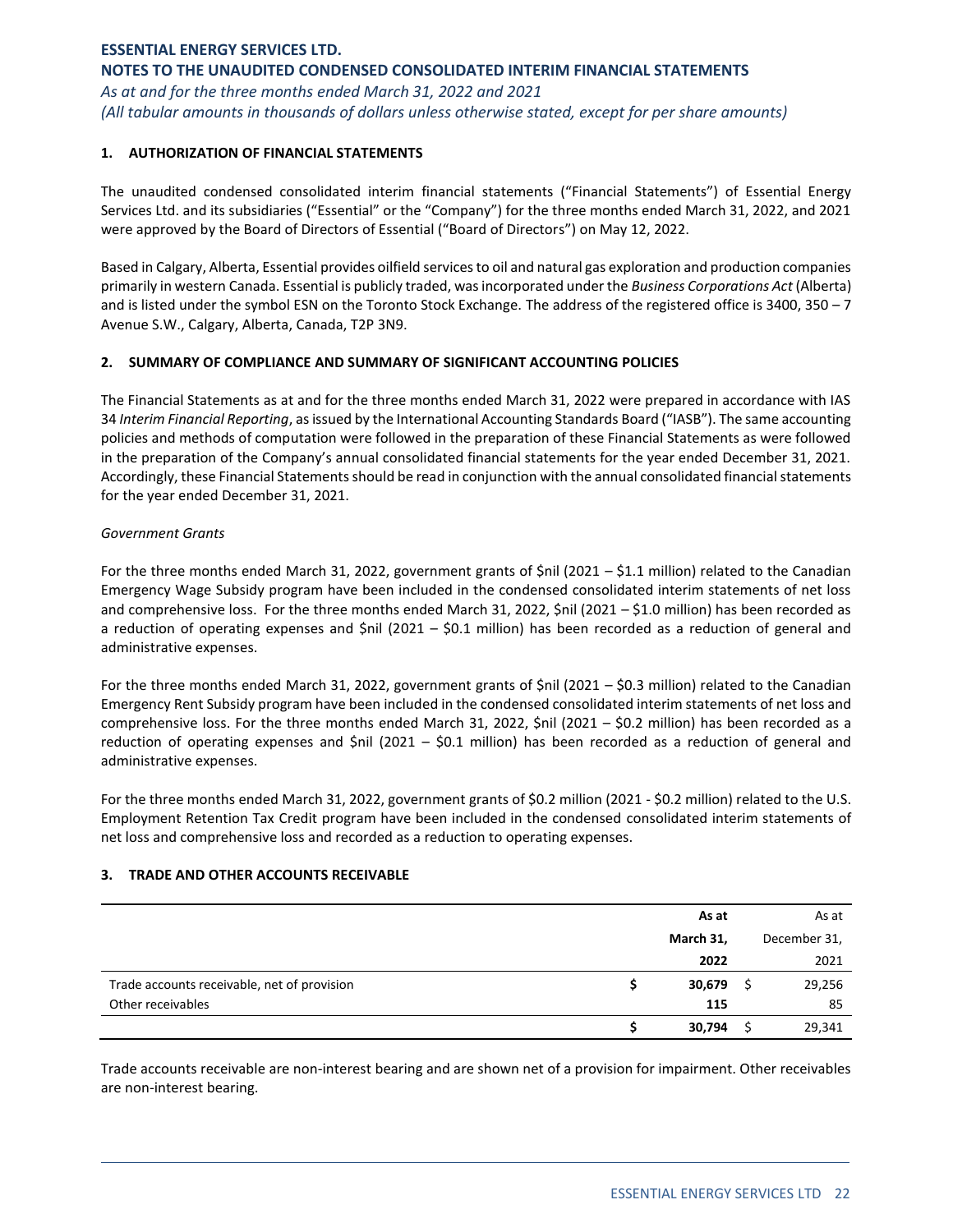# ESSENTIAL ENERGY SERVICES LTD.
## NOTES TO THE UNAUDITED CONDENSED CONSOLIDATED INTERIM FINANCIAL STATEMENTS
*As at and for the three months ended March 31, 2022 and 2021*
*(All tabular amounts in thousands of dollars unless otherwise stated, except for per share amounts)*

### 1. AUTHORIZATION OF FINANCIAL STATEMENTS

The unaudited condensed consolidated interim financial statements ("Financial Statements") of Essential Energy Services Ltd. and its subsidiaries ("Essential" or the "Company") for the three months ended March 31, 2022, and 2021 were approved by the Board of Directors of Essential ("Board of Directors") on May 12, 2022.

Based in Calgary, Alberta, Essential provides oilfield services to oil and natural gas exploration and production companies primarily in western Canada. Essential is publicly traded, was incorporated under the *Business Corporations Act* (Alberta) and is listed under the symbol ESN on the Toronto Stock Exchange. The address of the registered office is 3400, 350 – 7 Avenue S.W., Calgary, Alberta, Canada, T2P 3N9.

### 2. SUMMARY OF COMPLIANCE AND SUMMARY OF SIGNIFICANT ACCOUNTING POLICIES

The Financial Statements as at and for the three months ended March 31, 2022 were prepared in accordance with IAS 34 *Interim Financial Reporting*, as issued by the International Accounting Standards Board ("IASB"). The same accounting policies and methods of computation were followed in the preparation of these Financial Statements as were followed in the preparation of the Company's annual consolidated financial statements for the year ended December 31, 2021. Accordingly, these Financial Statements should be read in conjunction with the annual consolidated financial statements for the year ended December 31, 2021.

*Government Grants*

For the three months ended March 31, 2022, government grants of $nil (2021 – $1.1 million) related to the Canadian Emergency Wage Subsidy program have been included in the condensed consolidated interim statements of net loss and comprehensive loss. For the three months ended March 31, 2022, $nil (2021 – $1.0 million) has been recorded as a reduction of operating expenses and $nil (2021 – $0.1 million) has been recorded as a reduction of general and administrative expenses.

For the three months ended March 31, 2022, government grants of $nil (2021 – $0.3 million) related to the Canadian Emergency Rent Subsidy program have been included in the condensed consolidated interim statements of net loss and comprehensive loss. For the three months ended March 31, 2022, $nil (2021 – $0.2 million) has been recorded as a reduction of operating expenses and $nil (2021 – $0.1 million) has been recorded as a reduction of general and administrative expenses.

For the three months ended March 31, 2022, government grants of $0.2 million (2021 - $0.2 million) related to the U.S. Employment Retention Tax Credit program have been included in the condensed consolidated interim statements of net loss and comprehensive loss and recorded as a reduction to operating expenses.

### 3. TRADE AND OTHER ACCOUNTS RECEIVABLE

| | As at March 31, 2022 | As at December 31, 2021 |
|---|---|---|
| Trade accounts receivable, net of provision | $ 30,679 | $ 29,256 |
| Other receivables | 115 | 85 |
| | $ 30,794 | $ 29,341 |

Trade accounts receivable are non-interest bearing and are shown net of a provision for impairment. Other receivables are non-interest bearing.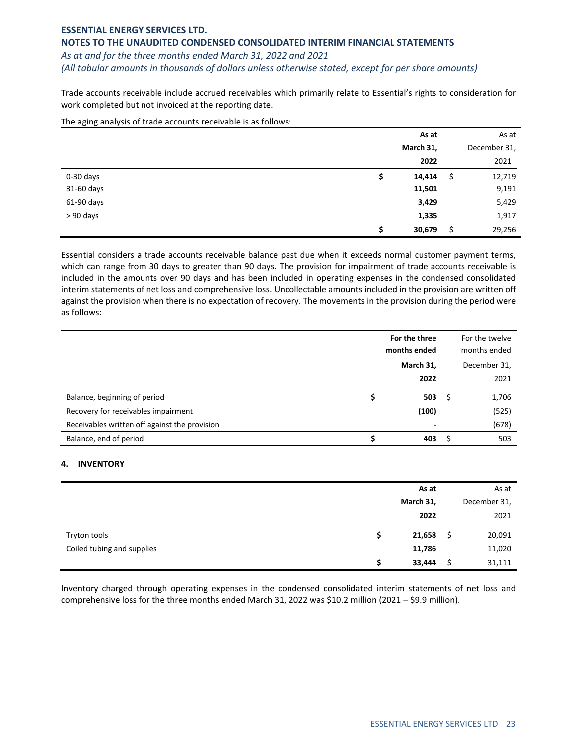Trade accounts receivable include accrued receivables which primarily relate to Essential's rights to consideration for work completed but not invoiced at the reporting date.

The aging analysis of trade accounts receivable is as follows:

| | **As at March 31, 2022** | As at December 31, 2021 |
|---|---|---|
| 0-30 days | **$ 14,414** | $ 12,719 |
| 31-60 days | **11,501** | 9,191 |
| 61-90 days | **3,429** | 5,429 |
| > 90 days | **1,335** | 1,917 |
| | **$ 30,679** | $ 29,256 |

Essential considers a trade accounts receivable balance past due when it exceeds normal customer payment terms, which can range from 30 days to greater than 90 days. The provision for impairment of trade accounts receivable is included in the amounts over 90 days and has been included in operating expenses in the condensed consolidated interim statements of net loss and comprehensive loss. Uncollectable amounts included in the provision are written off against the provision when there is no expectation of recovery. The movements in the provision during the period were as follows:

| | **For the three months ended March 31, 2022** | For the twelve months ended December 31, 2021 |
|---|---|---|
| Balance, beginning of period | **$ 503** | $ 1,706 |
| Recovery for receivables impairment | **(100)** | (525) |
| Receivables written off against the provision | **-** | (678) |
| Balance, end of period | **$ 403** | $ 503 |

#### 4. INVENTORY

| | **As at March 31, 2022** | As at December 31, 2021 |
|---|---|---|
| Tryton tools | **$ 21,658** | $ 20,091 |
| Coiled tubing and supplies | **11,786** | 11,020 |
| | **$ 33,444** | $ 31,111 |

Inventory charged through operating expenses in the condensed consolidated interim statements of net loss and comprehensive loss for the three months ended March 31, 2022 was $10.2 million (2021 – $9.9 million).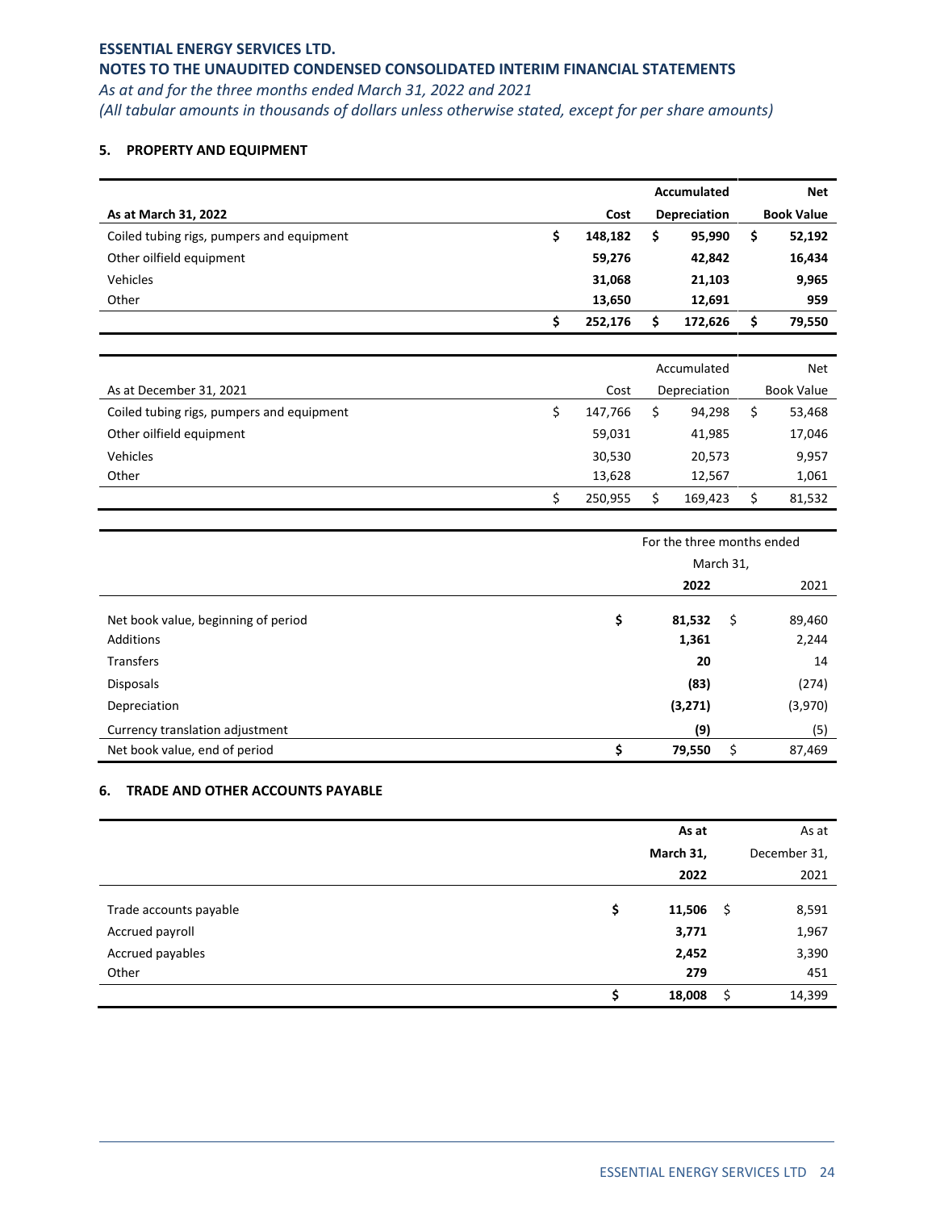**ESSENTIAL ENERGY SERVICES LTD.**

**NOTES TO THE UNAUDITED CONDENSED CONSOLIDATED INTERIM FINANCIAL STATEMENTS**

*As at and for the three months ended March 31, 2022 and 2021*

*(All tabular amounts in thousands of dollars unless otherwise stated, except for per share amounts)*

## 5. PROPERTY AND EQUIPMENT

| **As at March 31, 2022** | **Cost** | **Accumulated Depreciation** | **Net Book Value** |
|---|---|---|---|
| Coiled tubing rigs, pumpers and equipment | **$ 148,182** | **$ 95,990** | **$ 52,192** |
| Other oilfield equipment | **59,276** | **42,842** | **16,434** |
| Vehicles | **31,068** | **21,103** | **9,965** |
| Other | **13,650** | **12,691** | **959** |
| | **$ 252,176** | **$ 172,626** | **$ 79,550** |

| As at December 31, 2021 | Cost | Accumulated Depreciation | Net Book Value |
|---|---|---|---|
| Coiled tubing rigs, pumpers and equipment | $ 147,766 | $ 94,298 | $ 53,468 |
| Other oilfield equipment | 59,031 | 41,985 | 17,046 |
| Vehicles | 30,530 | 20,573 | 9,957 |
| Other | 13,628 | 12,567 | 1,061 |
| | $ 250,955 | $ 169,423 | $ 81,532 |

| | For the three months ended March 31, | |
|---|---|---|
| | **2022** | 2021 |
| Net book value, beginning of period | **$ 81,532** | $ 89,460 |
| Additions | **1,361** | 2,244 |
| Transfers | **20** | 14 |
| Disposals | **(83)** | (274) |
| Depreciation | **(3,271)** | (3,970) |
| Currency translation adjustment | **(9)** | (5) |
| Net book value, end of period | **$ 79,550** | $ 87,469 |

## 6. TRADE AND OTHER ACCOUNTS PAYABLE

| | **As at March 31, 2022** | As at December 31, 2021 |
|---|---|---|
| Trade accounts payable | **$ 11,506** | $ 8,591 |
| Accrued payroll | **3,771** | 1,967 |
| Accrued payables | **2,452** | 3,390 |
| Other | **279** | 451 |
| | **$ 18,008** | $ 14,399 |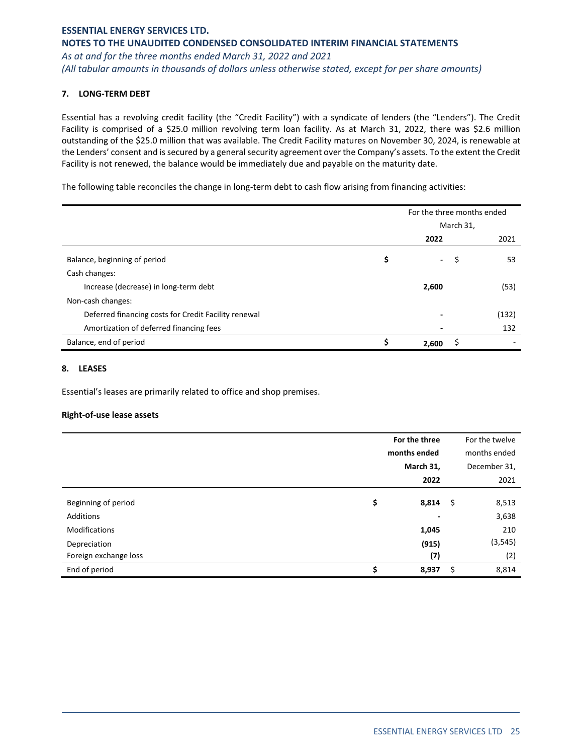## 7. LONG-TERM DEBT

Essential has a revolving credit facility (the "Credit Facility") with a syndicate of lenders (the "Lenders"). The Credit Facility is comprised of a $25.0 million revolving term loan facility. As at March 31, 2022, there was $2.6 million outstanding of the $25.0 million that was available. The Credit Facility matures on November 30, 2024, is renewable at the Lenders' consent and is secured by a general security agreement over the Company's assets. To the extent the Credit Facility is not renewed, the balance would be immediately due and payable on the maturity date.

The following table reconciles the change in long-term debt to cash flow arising from financing activities:

| | For the three months ended March 31, | |
|---|---|---|
| | **2022** | 2021 |
| Balance, beginning of period | $ - | $ 53 |
| Cash changes: | | |
| Increase (decrease) in long-term debt | **2,600** | (53) |
| Non-cash changes: | | |
| Deferred financing costs for Credit Facility renewal | - | (132) |
| Amortization of deferred financing fees | - | 132 |
| Balance, end of period | **$ 2,600** | $ - |

## 8. LEASES

Essential's leases are primarily related to office and shop premises.

**Right-of-use lease assets**

| | **For the three months ended March 31, 2022** | For the twelve months ended December 31, 2021 |
|---|---|---|
| Beginning of period | **$ 8,814** | $ 8,513 |
| Additions | - | 3,638 |
| Modifications | **1,045** | 210 |
| Depreciation | **(915)** | (3,545) |
| Foreign exchange loss | **(7)** | (2) |
| End of period | **$ 8,937** | $ 8,814 |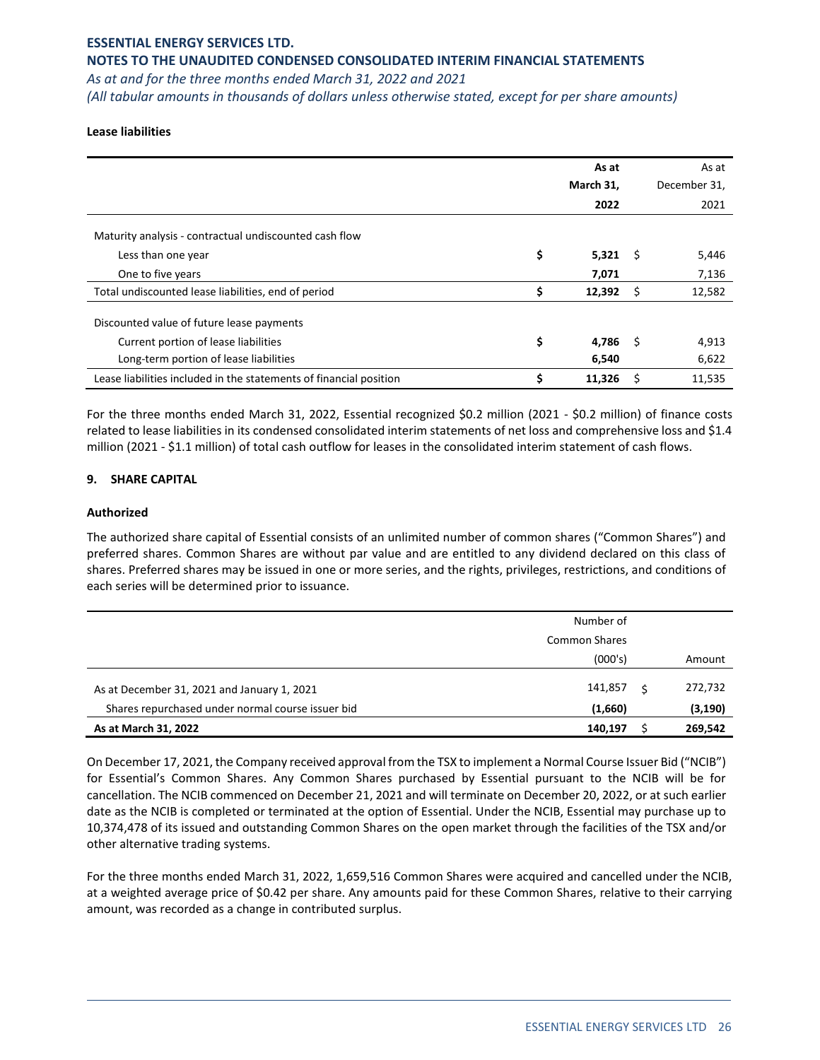### Lease liabilities

| | As at March 31, 2022 | As at December 31, 2021 |
|---|---|---|
| Maturity analysis - contractual undiscounted cash flow | | |
| Less than one year | $ 5,321 | $ 5,446 |
| One to five years | 7,071 | 7,136 |
| Total undiscounted lease liabilities, end of period | $ 12,392 | $ 12,582 |
| Discounted value of future lease payments | | |
| Current portion of lease liabilities | $ 4,786 | $ 4,913 |
| Long-term portion of lease liabilities | 6,540 | 6,622 |
| Lease liabilities included in the statements of financial position | $ 11,326 | $ 11,535 |

For the three months ended March 31, 2022, Essential recognized $0.2 million (2021 - $0.2 million) of finance costs related to lease liabilities in its condensed consolidated interim statements of net loss and comprehensive loss and $1.4 million (2021 - $1.1 million) of total cash outflow for leases in the consolidated interim statement of cash flows.

## 9. SHARE CAPITAL

### Authorized

The authorized share capital of Essential consists of an unlimited number of common shares ("Common Shares") and preferred shares. Common Shares are without par value and are entitled to any dividend declared on this class of shares. Preferred shares may be issued in one or more series, and the rights, privileges, restrictions, and conditions of each series will be determined prior to issuance.

| | Number of Common Shares (000's) | Amount |
|---|---|---|
| As at December 31, 2021 and January 1, 2021 | 141,857 | $ 272,732 |
| Shares repurchased under normal course issuer bid | (1,660) | (3,190) |
| **As at March 31, 2022** | **140,197** | **$ 269,542** |

On December 17, 2021, the Company received approval from the TSX to implement a Normal Course Issuer Bid ("NCIB") for Essential's Common Shares. Any Common Shares purchased by Essential pursuant to the NCIB will be for cancellation. The NCIB commenced on December 21, 2021 and will terminate on December 20, 2022, or at such earlier date as the NCIB is completed or terminated at the option of Essential. Under the NCIB, Essential may purchase up to 10,374,478 of its issued and outstanding Common Shares on the open market through the facilities of the TSX and/or other alternative trading systems.

For the three months ended March 31, 2022, 1,659,516 Common Shares were acquired and cancelled under the NCIB, at a weighted average price of $0.42 per share. Any amounts paid for these Common Shares, relative to their carrying amount, was recorded as a change in contributed surplus.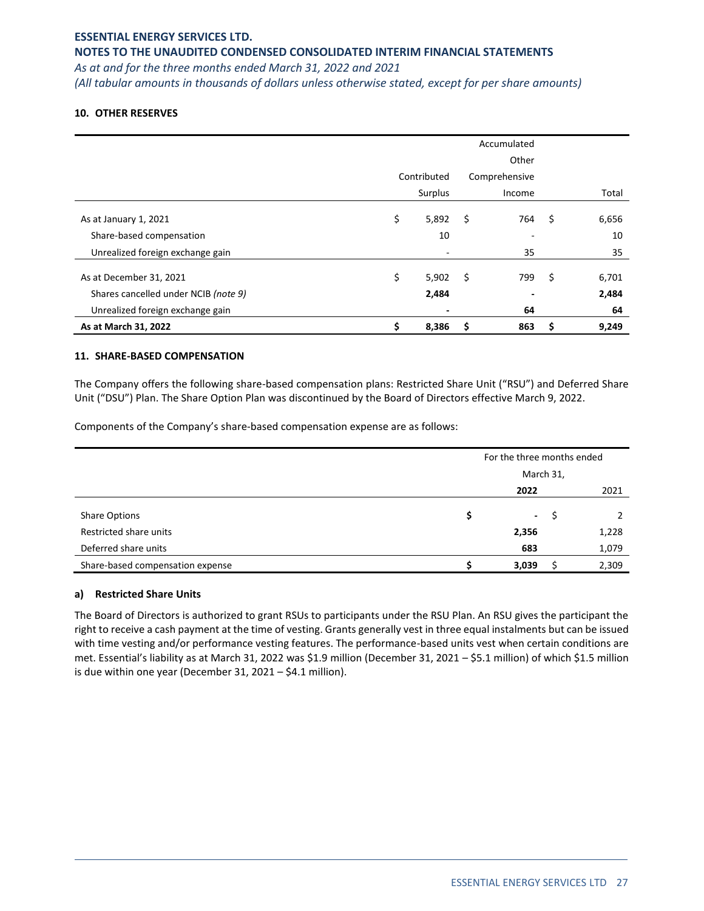## 10. OTHER RESERVES

| | Contributed Surplus | Accumulated Other Comprehensive Income | Total |
|---|---|---|---|
| As at January 1, 2021 | $ 5,892 | $ 764 | $ 6,656 |
| Share-based compensation | 10 | - | 10 |
| Unrealized foreign exchange gain | - | 35 | 35 |
| As at December 31, 2021 | $ 5,902 | $ 799 | $ 6,701 |
| Shares cancelled under NCIB *(note 9)* | **2,484** | **-** | **2,484** |
| Unrealized foreign exchange gain | **-** | **64** | **64** |
| **As at March 31, 2022** | **$ 8,386** | **$ 863** | **$ 9,249** |

## 11. SHARE-BASED COMPENSATION

The Company offers the following share-based compensation plans: Restricted Share Unit ("RSU") and Deferred Share Unit ("DSU") Plan. The Share Option Plan was discontinued by the Board of Directors effective March 9, 2022.

Components of the Company's share-based compensation expense are as follows:

| | For the three months ended March 31, | |
|---|---|---|
| | **2022** | 2021 |
| Share Options | **$ -** | $ 2 |
| Restricted share units | **2,356** | 1,228 |
| Deferred share units | **683** | 1,079 |
| Share-based compensation expense | **$ 3,039** | $ 2,309 |

### a) Restricted Share Units

The Board of Directors is authorized to grant RSUs to participants under the RSU Plan. An RSU gives the participant the right to receive a cash payment at the time of vesting. Grants generally vest in three equal instalments but can be issued with time vesting and/or performance vesting features. The performance-based units vest when certain conditions are met. Essential's liability as at March 31, 2022 was $1.9 million (December 31, 2021 – $5.1 million) of which $1.5 million is due within one year (December 31, 2021 – $4.1 million).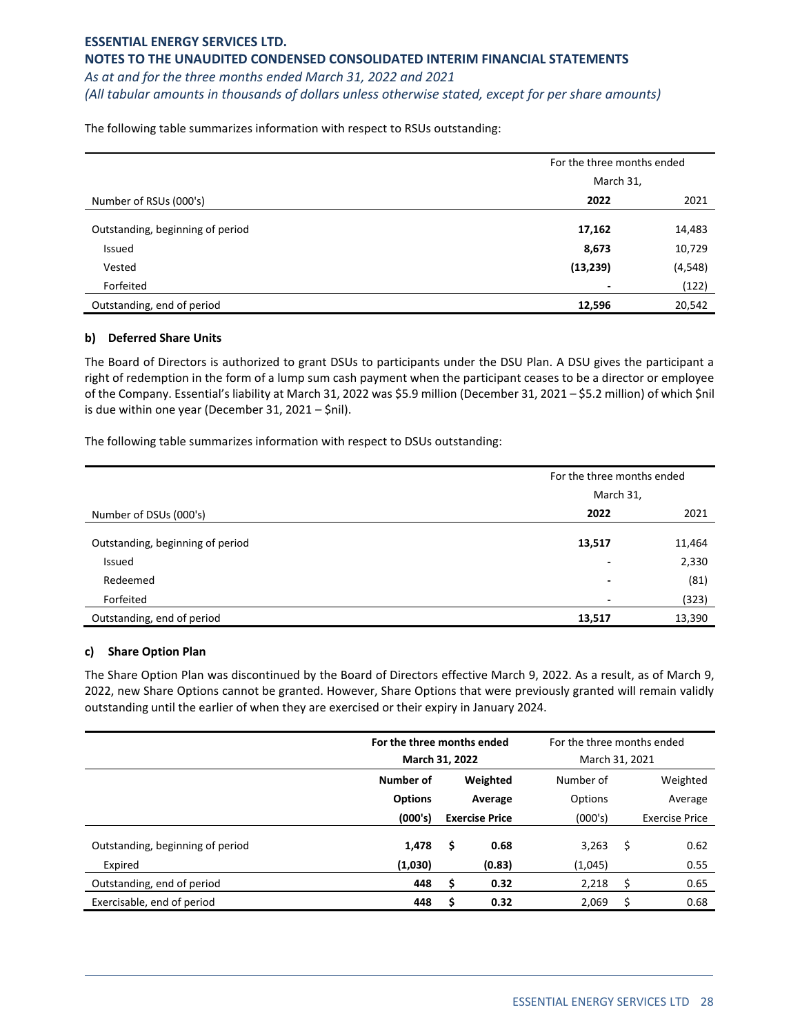The following table summarizes information with respect to RSUs outstanding:

| | For the three months ended March 31, | |
|---|---|---|
| Number of RSUs (000's) | **2022** | 2021 |
| Outstanding, beginning of period | **17,162** | 14,483 |
| Issued | **8,673** | 10,729 |
| Vested | **(13,239)** | (4,548) |
| Forfeited | **-** | (122) |
| Outstanding, end of period | **12,596** | 20,542 |

#### b) Deferred Share Units

The Board of Directors is authorized to grant DSUs to participants under the DSU Plan. A DSU gives the participant a right of redemption in the form of a lump sum cash payment when the participant ceases to be a director or employee of the Company. Essential's liability at March 31, 2022 was $5.9 million (December 31, 2021 – $5.2 million) of which $nil is due within one year (December 31, 2021 – $nil).

The following table summarizes information with respect to DSUs outstanding:

| | For the three months ended March 31, | |
|---|---|---|
| Number of DSUs (000's) | **2022** | 2021 |
| Outstanding, beginning of period | **13,517** | 11,464 |
| Issued | **-** | 2,330 |
| Redeemed | **-** | (81) |
| Forfeited | **-** | (323) |
| Outstanding, end of period | **13,517** | 13,390 |

#### c) Share Option Plan

The Share Option Plan was discontinued by the Board of Directors effective March 9, 2022. As a result, as of March 9, 2022, new Share Options cannot be granted. However, Share Options that were previously granted will remain validly outstanding until the earlier of when they are exercised or their expiry in January 2024.

| | **For the three months ended March 31, 2022** | | For the three months ended March 31, 2021 | |
|---|---|---|---|---|
| | **Number of Options (000's)** | **Weighted Average Exercise Price** | Number of Options (000's) | Weighted Average Exercise Price |
| Outstanding, beginning of period | **1,478** | **$ 0.68** | 3,263 | $ 0.62 |
| Expired | **(1,030)** | **(0.83)** | (1,045) | 0.55 |
| Outstanding, end of period | **448** | **$ 0.32** | 2,218 | $ 0.65 |
| Exercisable, end of period | **448** | **$ 0.32** | 2,069 | $ 0.68 |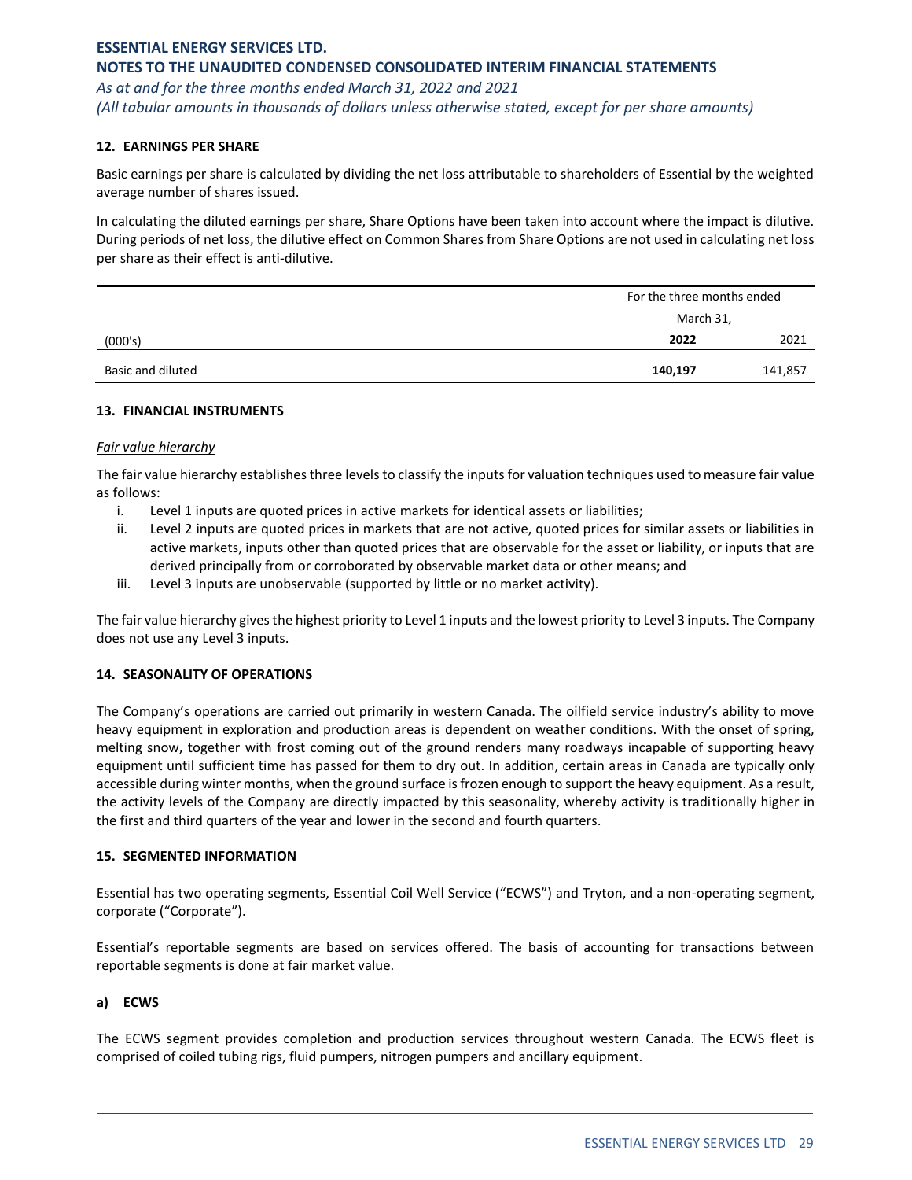## 12. EARNINGS PER SHARE

Basic earnings per share is calculated by dividing the net loss attributable to shareholders of Essential by the weighted average number of shares issued.

In calculating the diluted earnings per share, Share Options have been taken into account where the impact is dilutive. During periods of net loss, the dilutive effect on Common Shares from Share Options are not used in calculating net loss per share as their effect is anti-dilutive.

| | For the three months ended March 31, | |
|---|---|---|
| (000's) | **2022** | 2021 |
| Basic and diluted | **140,197** | 141,857 |

## 13. FINANCIAL INSTRUMENTS

*Fair value hierarchy*

The fair value hierarchy establishes three levels to classify the inputs for valuation techniques used to measure fair value as follows:

i. Level 1 inputs are quoted prices in active markets for identical assets or liabilities;
ii. Level 2 inputs are quoted prices in markets that are not active, quoted prices for similar assets or liabilities in active markets, inputs other than quoted prices that are observable for the asset or liability, or inputs that are derived principally from or corroborated by observable market data or other means; and
iii. Level 3 inputs are unobservable (supported by little or no market activity).

The fair value hierarchy gives the highest priority to Level 1 inputs and the lowest priority to Level 3 inputs. The Company does not use any Level 3 inputs.

## 14. SEASONALITY OF OPERATIONS

The Company's operations are carried out primarily in western Canada. The oilfield service industry's ability to move heavy equipment in exploration and production areas is dependent on weather conditions. With the onset of spring, melting snow, together with frost coming out of the ground renders many roadways incapable of supporting heavy equipment until sufficient time has passed for them to dry out. In addition, certain areas in Canada are typically only accessible during winter months, when the ground surface is frozen enough to support the heavy equipment. As a result, the activity levels of the Company are directly impacted by this seasonality, whereby activity is traditionally higher in the first and third quarters of the year and lower in the second and fourth quarters.

## 15. SEGMENTED INFORMATION

Essential has two operating segments, Essential Coil Well Service ("ECWS") and Tryton, and a non-operating segment, corporate ("Corporate").

Essential's reportable segments are based on services offered. The basis of accounting for transactions between reportable segments is done at fair market value.

### a) ECWS

The ECWS segment provides completion and production services throughout western Canada. The ECWS fleet is comprised of coiled tubing rigs, fluid pumpers, nitrogen pumpers and ancillary equipment.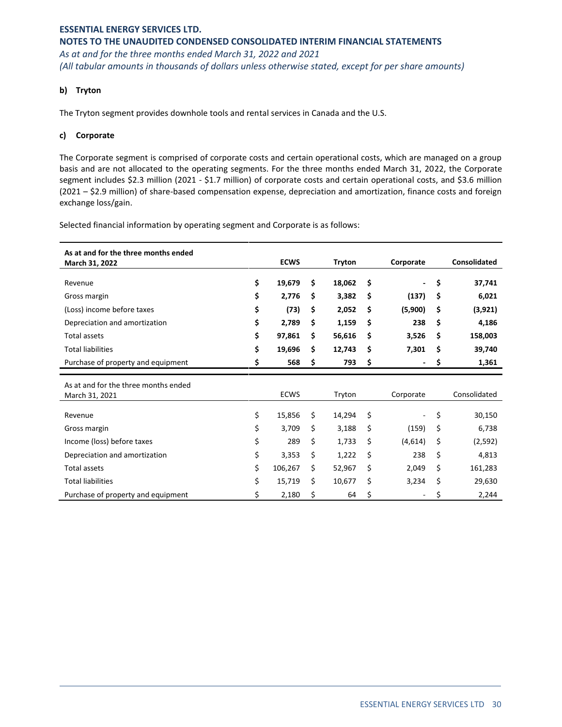#### b) Tryton

The Tryton segment provides downhole tools and rental services in Canada and the U.S.

#### c) Corporate

The Corporate segment is comprised of corporate costs and certain operational costs, which are managed on a group basis and are not allocated to the operating segments. For the three months ended March 31, 2022, the Corporate segment includes $2.3 million (2021 - $1.7 million) of corporate costs and certain operational costs, and $3.6 million (2021 – $2.9 million) of share-based compensation expense, depreciation and amortization, finance costs and foreign exchange loss/gain.

Selected financial information by operating segment and Corporate is as follows:

| **As at and for the three months ended March 31, 2022** | **ECWS** | **Tryton** | **Corporate** | **Consolidated** |
|---|---|---|---|---|
| Revenue | **$ 19,679** | **$ 18,062** | **$ -** | **$ 37,741** |
| Gross margin | **$ 2,776** | **$ 3,382** | **$ (137)** | **$ 6,021** |
| (Loss) income before taxes | **$ (73)** | **$ 2,052** | **$ (5,900)** | **$ (3,921)** |
| Depreciation and amortization | **$ 2,789** | **$ 1,159** | **$ 238** | **$ 4,186** |
| Total assets | **$ 97,861** | **$ 56,616** | **$ 3,526** | **$ 158,003** |
| Total liabilities | **$ 19,696** | **$ 12,743** | **$ 7,301** | **$ 39,740** |
| Purchase of property and equipment | **$ 568** | **$ 793** | **$ -** | **$ 1,361** |

| As at and for the three months ended March 31, 2021 | ECWS | Tryton | Corporate | Consolidated |
|---|---|---|---|---|
| Revenue | $ 15,856 | $ 14,294 | $ - | $ 30,150 |
| Gross margin | $ 3,709 | $ 3,188 | $ (159) | $ 6,738 |
| Income (loss) before taxes | $ 289 | $ 1,733 | $ (4,614) | $ (2,592) |
| Depreciation and amortization | $ 3,353 | $ 1,222 | $ 238 | $ 4,813 |
| Total assets | $ 106,267 | $ 52,967 | $ 2,049 | $ 161,283 |
| Total liabilities | $ 15,719 | $ 10,677 | $ 3,234 | $ 29,630 |
| Purchase of property and equipment | $ 2,180 | $ 64 | $ - | $ 2,244 |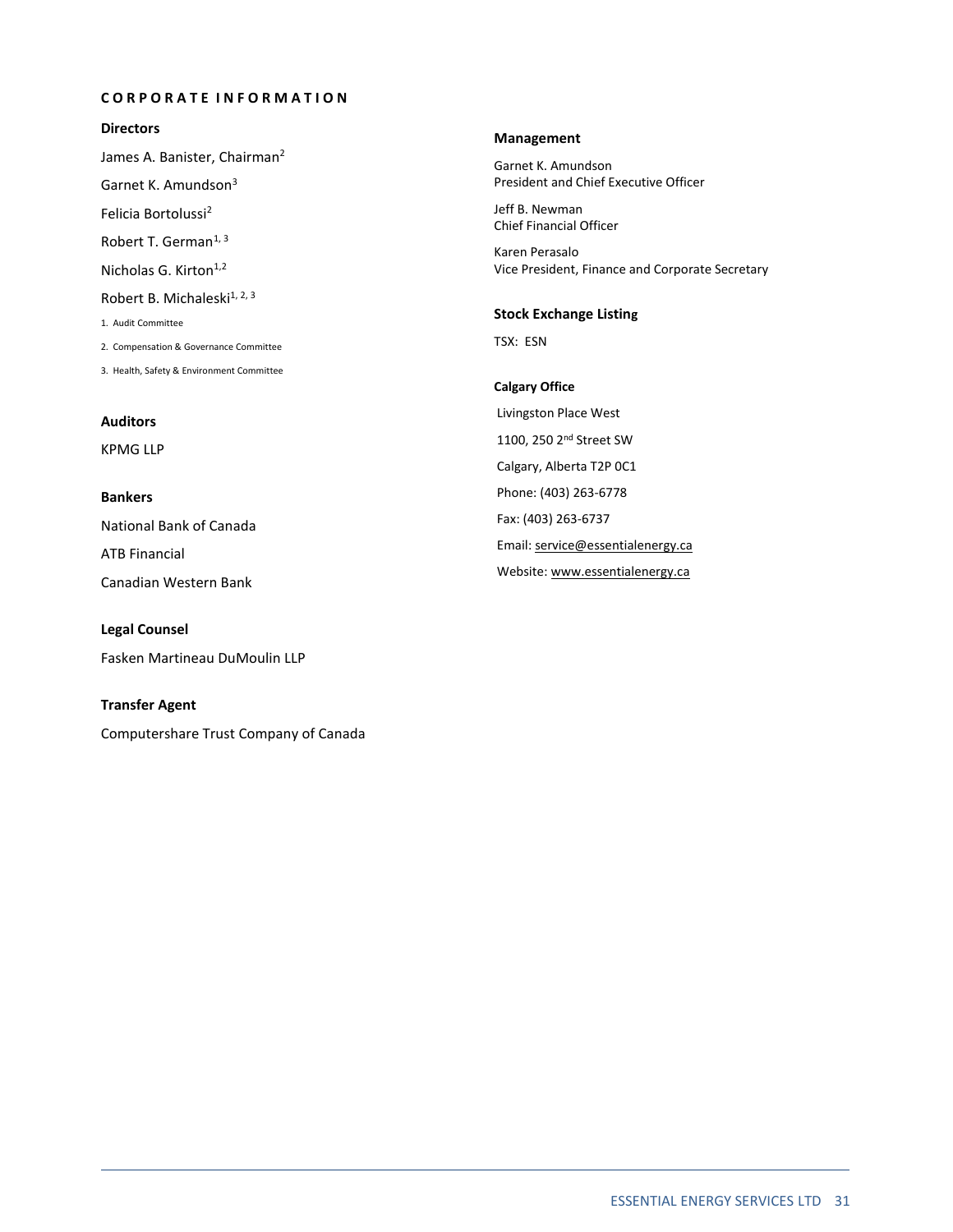# CORPORATE INFORMATION

**Directors**

James A. Banister, Chairman[2]

Garnet K. Amundson[3]

Felicia Bortolussi[2]

Robert T. German[1, 3]

Nicholas G. Kirton[1,2]

Robert B. Michaleski[1, 2, 3]

1. Audit Committee
2. Compensation & Governance Committee
3. Health, Safety & Environment Committee

**Auditors**

KPMG LLP

**Bankers**

National Bank of Canada

ATB Financial

Canadian Western Bank

**Legal Counsel**

Fasken Martineau DuMoulin LLP

**Transfer Agent**

Computershare Trust Company of Canada

**Management**

Garnet K. Amundson
President and Chief Executive Officer

Jeff B. Newman
Chief Financial Officer

Karen Perasalo
Vice President, Finance and Corporate Secretary

**Stock Exchange Listing**

TSX: ESN

**Calgary Office**

Livingston Place West

1100, 250 2nd Street SW

Calgary, Alberta T2P 0C1

Phone: (403) 263-6778

Fax: (403) 263-6737

Email: service@essentialenergy.ca

Website: www.essentialenergy.ca